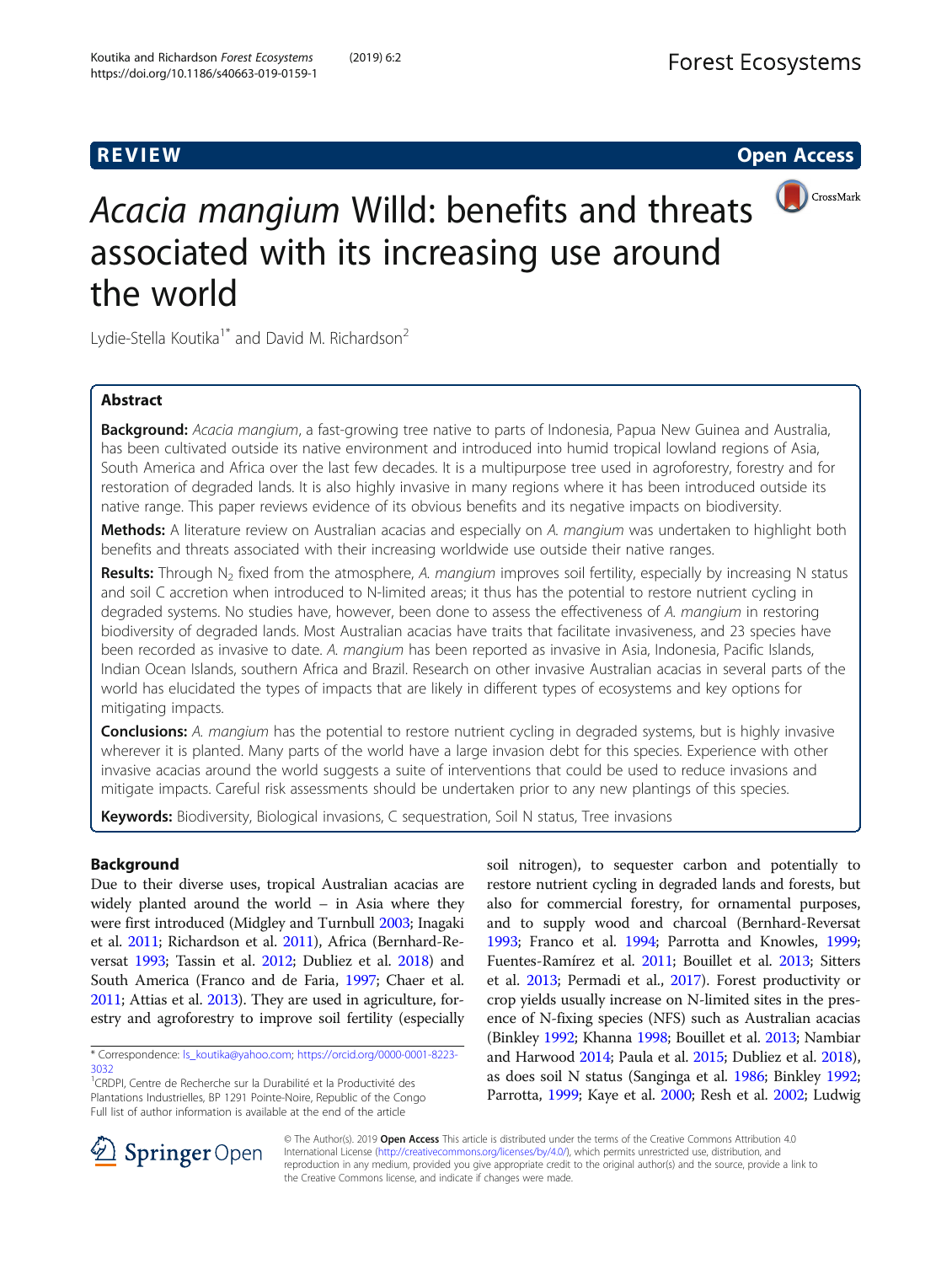REVIEW Open Access

# *Acacia mangium* Willd: benefits and threats associated with its increasing use around the world

Lydie-Stella Koutika[1*] and David M. Richardson[2]

## Abstract

**Background:** *Acacia mangium*, a fast-growing tree native to parts of Indonesia, Papua New Guinea and Australia, has been cultivated outside its native environment and introduced into humid tropical lowland regions of Asia, South America and Africa over the last few decades. It is a multipurpose tree used in agroforestry, forestry and for restoration of degraded lands. It is also highly invasive in many regions where it has been introduced outside its native range. This paper reviews evidence of its obvious benefits and its negative impacts on biodiversity.

**Methods:** A literature review on Australian acacias and especially on *A. mangium* was undertaken to highlight both benefits and threats associated with their increasing worldwide use outside their native ranges.

**Results:** Through $N_2$ fixed from the atmosphere, *A. mangium* improves soil fertility, especially by increasing N status and soil C accretion when introduced to N-limited areas; it thus has the potential to restore nutrient cycling in degraded systems. No studies have, however, been done to assess the effectiveness of *A. mangium* in restoring biodiversity of degraded lands. Most Australian acacias have traits that facilitate invasiveness, and 23 species have been recorded as invasive to date. *A. mangium* has been reported as invasive in Asia, Indonesia, Pacific Islands, Indian Ocean Islands, southern Africa and Brazil. Research on other invasive Australian acacias in several parts of the world has elucidated the types of impacts that are likely in different types of ecosystems and key options for mitigating impacts.

**Conclusions:** *A. mangium* has the potential to restore nutrient cycling in degraded systems, but is highly invasive wherever it is planted. Many parts of the world have a large invasion debt for this species. Experience with other invasive acacias around the world suggests a suite of interventions that could be used to reduce invasions and mitigate impacts. Careful risk assessments should be undertaken prior to any new plantings of this species.

**Keywords:** Biodiversity, Biological invasions, C sequestration, Soil N status, Tree invasions

## Background

Due to their diverse uses, tropical Australian acacias are widely planted around the world – in Asia where they were first introduced (Midgley and Turnbull 2003; Inagaki et al. 2011; Richardson et al. 2011), Africa (Bernhard-Reversat 1993; Tassin et al. 2012; Dubliez et al. 2018) and South America (Franco and de Faria, 1997; Chaer et al. 2011; Attias et al. 2013). They are used in agriculture, forestry and agroforestry to improve soil fertility (especially soil nitrogen), to sequester carbon and potentially to restore nutrient cycling in degraded lands and forests, but also for commercial forestry, for ornamental purposes, and to supply wood and charcoal (Bernhard-Reversat 1993; Franco et al. 1994; Parrotta and Knowles, 1999; Fuentes-Ramírez et al. 2011; Bouillet et al. 2013; Sitters et al. 2013; Permadi et al., 2017). Forest productivity or crop yields usually increase on N-limited sites in the presence of N-fixing species (NFS) such as Australian acacias (Binkley 1992; Khanna 1998; Bouillet et al. 2013; Nambiar and Harwood 2014; Paula et al. 2015; Dubliez et al. 2018), as does soil N status (Sanginga et al. 1986; Binkley 1992; Parrotta, 1999; Kaye et al. 2000; Resh et al. 2002; Ludwig

\* Correspondence: ls_koutika@yahoo.com; https://orcid.org/0000-0001-8223-3032
[1]CRDPI, Centre de Recherche sur la Durabilité et la Productivité des Plantations Industrielles, BP 1291 Pointe-Noire, Republic of the Congo
Full list of author information is available at the end of the article

© The Author(s). 2019 Open Access This article is distributed under the terms of the Creative Commons Attribution 4.0 International License (http://creativecommons.org/licenses/by/4.0/), which permits unrestricted use, distribution, and reproduction in any medium, provided you give appropriate credit to the original author(s) and the source, provide a link to the Creative Commons license, and indicate if changes were made.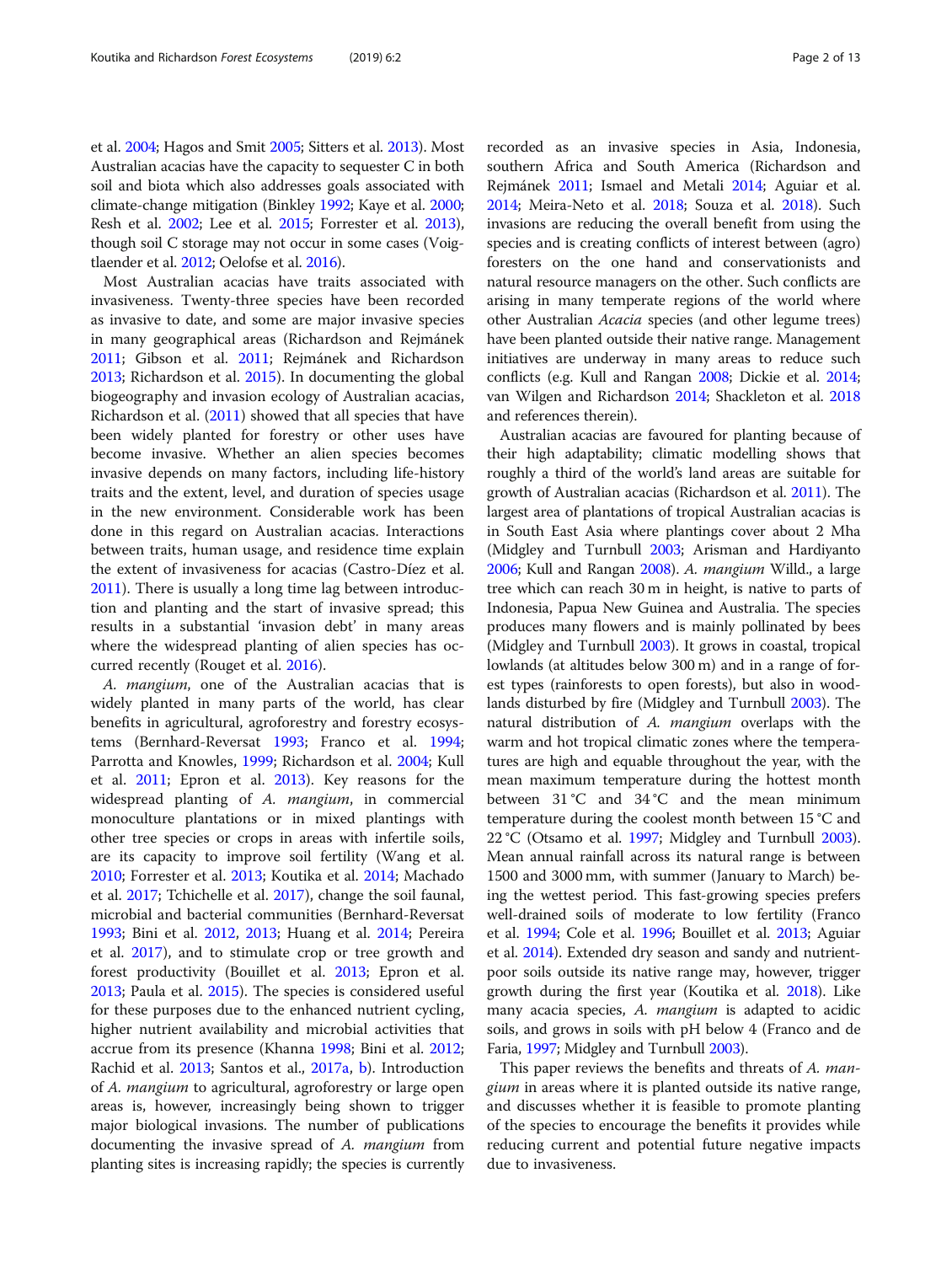et al. 2004; Hagos and Smit 2005; Sitters et al. 2013). Most Australian acacias have the capacity to sequester C in both soil and biota which also addresses goals associated with climate-change mitigation (Binkley 1992; Kaye et al. 2000; Resh et al. 2002; Lee et al. 2015; Forrester et al. 2013), though soil C storage may not occur in some cases (Voigtlaender et al. 2012; Oelofse et al. 2016).

Most Australian acacias have traits associated with invasiveness. Twenty-three species have been recorded as invasive to date, and some are major invasive species in many geographical areas (Richardson and Rejmánek 2011; Gibson et al. 2011; Rejmánek and Richardson 2013; Richardson et al. 2015). In documenting the global biogeography and invasion ecology of Australian acacias, Richardson et al. (2011) showed that all species that have been widely planted for forestry or other uses have become invasive. Whether an alien species becomes invasive depends on many factors, including life-history traits and the extent, level, and duration of species usage in the new environment. Considerable work has been done in this regard on Australian acacias. Interactions between traits, human usage, and residence time explain the extent of invasiveness for acacias (Castro-Díez et al. 2011). There is usually a long time lag between introduction and planting and the start of invasive spread; this results in a substantial 'invasion debt' in many areas where the widespread planting of alien species has occurred recently (Rouget et al. 2016).

*A. mangium*, one of the Australian acacias that is widely planted in many parts of the world, has clear benefits in agricultural, agroforestry and forestry ecosystems (Bernhard-Reversat 1993; Franco et al. 1994; Parrotta and Knowles, 1999; Richardson et al. 2004; Kull et al. 2011; Epron et al. 2013). Key reasons for the widespread planting of *A. mangium*, in commercial monoculture plantations or in mixed plantings with other tree species or crops in areas with infertile soils, are its capacity to improve soil fertility (Wang et al. 2010; Forrester et al. 2013; Koutika et al. 2014; Machado et al. 2017; Tchichelle et al. 2017), change the soil faunal, microbial and bacterial communities (Bernhard-Reversat 1993; Bini et al. 2012, 2013; Huang et al. 2014; Pereira et al. 2017), and to stimulate crop or tree growth and forest productivity (Bouillet et al. 2013; Epron et al. 2013; Paula et al. 2015). The species is considered useful for these purposes due to the enhanced nutrient cycling, higher nutrient availability and microbial activities that accrue from its presence (Khanna 1998; Bini et al. 2012; Rachid et al. 2013; Santos et al., 2017a, b). Introduction of *A. mangium* to agricultural, agroforestry or large open areas is, however, increasingly being shown to trigger major biological invasions. The number of publications documenting the invasive spread of *A. mangium* from planting sites is increasing rapidly; the species is currently recorded as an invasive species in Asia, Indonesia, southern Africa and South America (Richardson and Rejmánek 2011; Ismael and Metali 2014; Aguiar et al. 2014; Meira-Neto et al. 2018; Souza et al. 2018). Such invasions are reducing the overall benefit from using the species and is creating conflicts of interest between (agro) foresters on the one hand and conservationists and natural resource managers on the other. Such conflicts are arising in many temperate regions of the world where other Australian *Acacia* species (and other legume trees) have been planted outside their native range. Management initiatives are underway in many areas to reduce such conflicts (e.g. Kull and Rangan 2008; Dickie et al. 2014; van Wilgen and Richardson 2014; Shackleton et al. 2018 and references therein).

Australian acacias are favoured for planting because of their high adaptability; climatic modelling shows that roughly a third of the world's land areas are suitable for growth of Australian acacias (Richardson et al. 2011). The largest area of plantations of tropical Australian acacias is in South East Asia where plantings cover about 2 Mha (Midgley and Turnbull 2003; Arisman and Hardiyanto 2006; Kull and Rangan 2008). *A. mangium* Willd., a large tree which can reach 30 m in height, is native to parts of Indonesia, Papua New Guinea and Australia. The species produces many flowers and is mainly pollinated by bees (Midgley and Turnbull 2003). It grows in coastal, tropical lowlands (at altitudes below 300 m) and in a range of forest types (rainforests to open forests), but also in woodlands disturbed by fire (Midgley and Turnbull 2003). The natural distribution of *A. mangium* overlaps with the warm and hot tropical climatic zones where the temperatures are high and equable throughout the year, with the mean maximum temperature during the hottest month between 31 °C and 34 °C and the mean minimum temperature during the coolest month between 15 °C and 22 °C (Otsamo et al. 1997; Midgley and Turnbull 2003). Mean annual rainfall across its natural range is between 1500 and 3000 mm, with summer (January to March) being the wettest period. This fast-growing species prefers well-drained soils of moderate to low fertility (Franco et al. 1994; Cole et al. 1996; Bouillet et al. 2013; Aguiar et al. 2014). Extended dry season and sandy and nutrient-poor soils outside its native range may, however, trigger growth during the first year (Koutika et al. 2018). Like many acacia species, *A. mangium* is adapted to acidic soils, and grows in soils with pH below 4 (Franco and de Faria, 1997; Midgley and Turnbull 2003).

This paper reviews the benefits and threats of *A. mangium* in areas where it is planted outside its native range, and discusses whether it is feasible to promote planting of the species to encourage the benefits it provides while reducing current and potential future negative impacts due to invasiveness.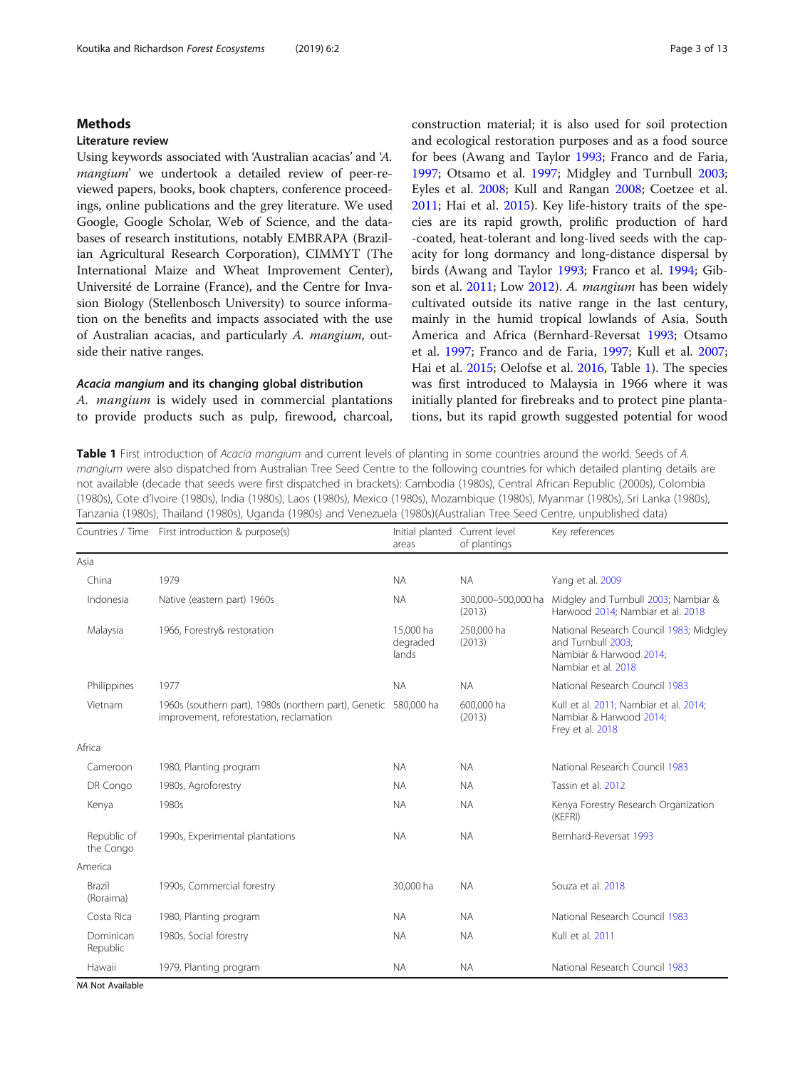## Methods

### Literature review

Using keywords associated with 'Australian acacias' and '*A. mangium*' we undertook a detailed review of peer-reviewed papers, books, book chapters, conference proceedings, online publications and the grey literature. We used Google, Google Scholar, Web of Science, and the databases of research institutions, notably EMBRAPA (Brazilian Agricultural Research Corporation), CIMMYT (The International Maize and Wheat Improvement Center), Université de Lorraine (France), and the Centre for Invasion Biology (Stellenbosch University) to source information on the benefits and impacts associated with the use of Australian acacias, and particularly *A. mangium*, outside their native ranges.

### *Acacia mangium* and its changing global distribution

*A. mangium* is widely used in commercial plantations to provide products such as pulp, firewood, charcoal, construction material; it is also used for soil protection and ecological restoration purposes and as a food source for bees (Awang and Taylor 1993; Franco and de Faria, 1997; Otsamo et al. 1997; Midgley and Turnbull 2003; Eyles et al. 2008; Kull and Rangan 2008; Coetzee et al. 2011; Hai et al. 2015). Key life-history traits of the species are its rapid growth, prolific production of hard -coated, heat-tolerant and long-lived seeds with the capacity for long dormancy and long-distance dispersal by birds (Awang and Taylor 1993; Franco et al. 1994; Gibson et al. 2011; Low 2012). *A. mangium* has been widely cultivated outside its native range in the last century, mainly in the humid tropical lowlands of Asia, South America and Africa (Bernhard-Reversat 1993; Otsamo et al. 1997; Franco and de Faria, 1997; Kull et al. 2007; Hai et al. 2015; Oelofse et al. 2016, Table 1). The species was first introduced to Malaysia in 1966 where it was initially planted for firebreaks and to protect pine plantations, but its rapid growth suggested potential for wood

**Table 1** First introduction of *Acacia mangium* and current levels of planting in some countries around the world. Seeds of *A. mangium* were also dispatched from Australian Tree Seed Centre to the following countries for which detailed planting details are not available (decade that seeds were first dispatched in brackets): Cambodia (1980s), Central African Republic (2000s), Colombia (1980s), Cote d'Ivoire (1980s), India (1980s), Laos (1980s), Mexico (1980s), Mozambique (1980s), Myanmar (1980s), Sri Lanka (1980s), Tanzania (1980s), Thailand (1980s), Uganda (1980s) and Venezuela (1980s)(Australian Tree Seed Centre, unpublished data)

| Countries / Time | First introduction & purpose(s) | Initial planted areas | Current level of plantings | Key references |
|---|---|---|---|---|
| Asia | | | | |
| China | 1979 | NA | NA | Yang et al. 2009 |
| Indonesia | Native (eastern part) 1960s | NA | 300,000–500,000 ha (2013) | Midgley and Turnbull 2003; Nambiar & Harwood 2014; Nambiar et al. 2018 |
| Malaysia | 1966, Forestry& restoration | 15,000 ha degraded lands | 250,000 ha (2013) | National Research Council 1983; Midgley and Turnbull 2003; Nambiar & Harwood 2014; Nambiar et al. 2018 |
| Philippines | 1977 | NA | NA | National Research Council 1983 |
| Vietnam | 1960s (southern part), 1980s (northern part), Genetic improvement, reforestation, reclamation | 580,000 ha | 600,000 ha (2013) | Kull et al. 2011; Nambiar et al. 2014; Nambiar & Harwood 2014; Frey et al. 2018 |
| Africa | | | | |
| Cameroon | 1980, Planting program | NA | NA | National Research Council 1983 |
| DR Congo | 1980s, Agroforestry | NA | NA | Tassin et al. 2012 |
| Kenya | 1980s | NA | NA | Kenya Forestry Research Organization (KEFRI) |
| Republic of the Congo | 1990s, Experimental plantations | NA | NA | Bernhard-Reversat 1993 |
| America | | | | |
| Brazil (Roraima) | 1990s, Commercial forestry | 30,000 ha | NA | Souza et al. 2018 |
| Costa Rica | 1980, Planting program | NA | NA | National Research Council 1983 |
| Dominican Republic | 1980s, Social forestry | NA | NA | Kull et al. 2011 |
| Hawaii | 1979, Planting program | NA | NA | National Research Council 1983 |

*NA* Not Available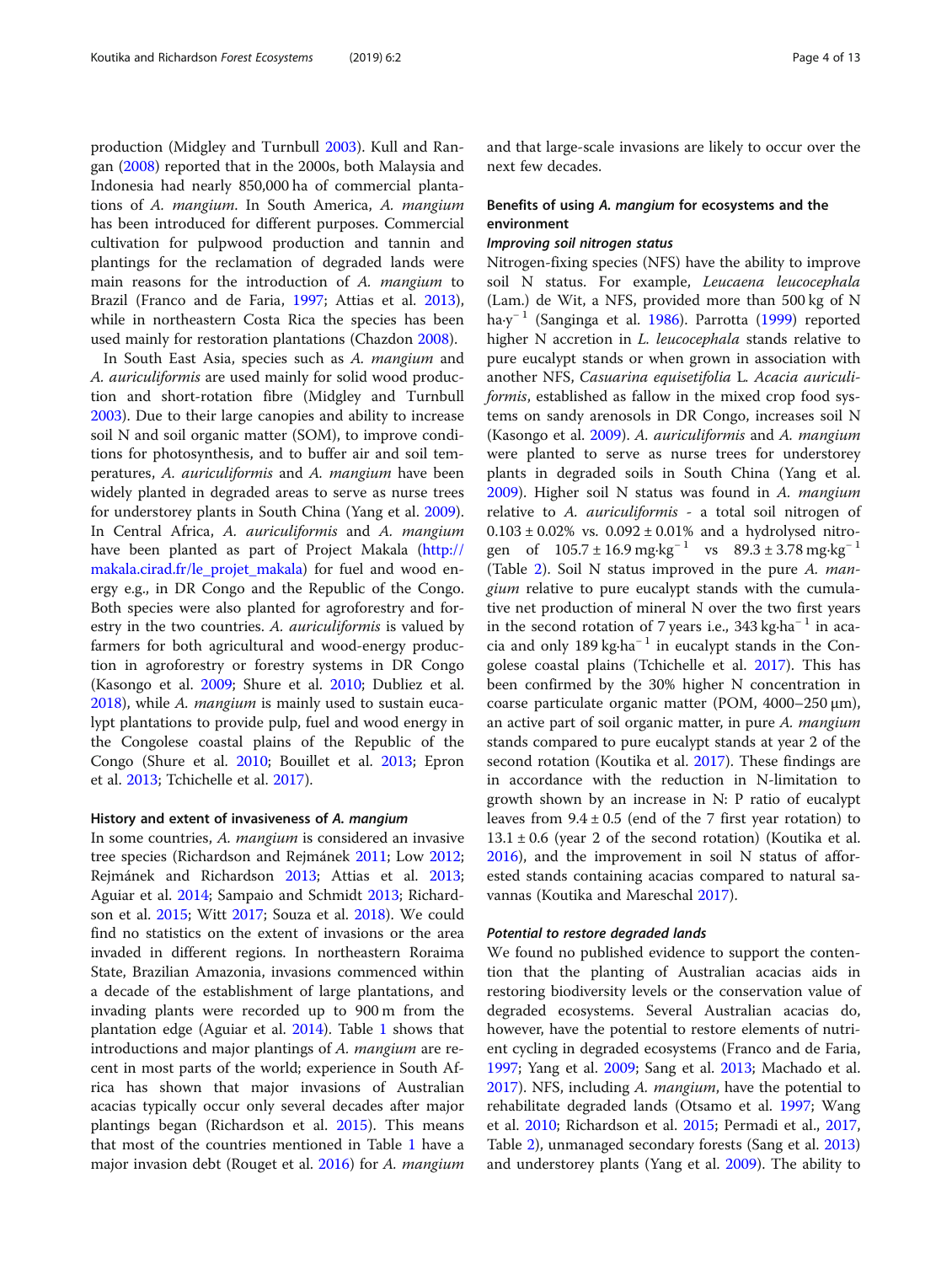production (Midgley and Turnbull 2003). Kull and Rangan (2008) reported that in the 2000s, both Malaysia and Indonesia had nearly 850,000 ha of commercial plantations of *A. mangium*. In South America, *A. mangium* has been introduced for different purposes. Commercial cultivation for pulpwood production and tannin and plantings for the reclamation of degraded lands were main reasons for the introduction of *A. mangium* to Brazil (Franco and de Faria, 1997; Attias et al. 2013), while in northeastern Costa Rica the species has been used mainly for restoration plantations (Chazdon 2008).

In South East Asia, species such as *A. mangium* and *A. auriculiformis* are used mainly for solid wood production and short-rotation fibre (Midgley and Turnbull 2003). Due to their large canopies and ability to increase soil N and soil organic matter (SOM), to improve conditions for photosynthesis, and to buffer air and soil temperatures, *A. auriculiformis* and *A. mangium* have been widely planted in degraded areas to serve as nurse trees for understorey plants in South China (Yang et al. 2009). In Central Africa, *A. auriculiformis* and *A. mangium* have been planted as part of Project Makala (http://makala.cirad.fr/le_projet_makala) for fuel and wood energy e.g., in DR Congo and the Republic of the Congo. Both species were also planted for agroforestry and forestry in the two countries. *A. auriculiformis* is valued by farmers for both agricultural and wood-energy production in agroforestry or forestry systems in DR Congo (Kasongo et al. 2009; Shure et al. 2010; Dubliez et al. 2018), while *A. mangium* is mainly used to sustain eucalypt plantations to provide pulp, fuel and wood energy in the Congolese coastal plains of the Republic of the Congo (Shure et al. 2010; Bouillet et al. 2013; Epron et al. 2013; Tchichelle et al. 2017).

### History and extent of invasiveness of *A. mangium*

In some countries, *A. mangium* is considered an invasive tree species (Richardson and Rejmánek 2011; Low 2012; Rejmánek and Richardson 2013; Attias et al. 2013; Aguiar et al. 2014; Sampaio and Schmidt 2013; Richardson et al. 2015; Witt 2017; Souza et al. 2018). We could find no statistics on the extent of invasions or the area invaded in different regions. In northeastern Roraima State, Brazilian Amazonia, invasions commenced within a decade of the establishment of large plantations, and invading plants were recorded up to 900 m from the plantation edge (Aguiar et al. 2014). Table 1 shows that introductions and major plantings of *A. mangium* are recent in most parts of the world; experience in South Africa has shown that major invasions of Australian acacias typically occur only several decades after major plantings began (Richardson et al. 2015). This means that most of the countries mentioned in Table 1 have a major invasion debt (Rouget et al. 2016) for *A. mangium* and that large-scale invasions are likely to occur over the next few decades.

### Benefits of using *A. mangium* for ecosystems and the environment

#### *Improving soil nitrogen status*

Nitrogen-fixing species (NFS) have the ability to improve soil N status. For example, *Leucaena leucocephala* (Lam.) de Wit, a NFS, provided more than 500 kg of N $ha{\cdot}y^{-1}$ (Sanginga et al. 1986). Parrotta (1999) reported higher N accretion in *L. leucocephala* stands relative to pure eucalypt stands or when grown in association with another NFS, *Casuarina equisetifolia* L. *Acacia auriculiformis*, established as fallow in the mixed crop food systems on sandy arenosols in DR Congo, increases soil N (Kasongo et al. 2009). *A. auriculiformis* and *A. mangium* were planted to serve as nurse trees for understorey plants in degraded soils in South China (Yang et al. 2009). Higher soil N status was found in *A. mangium* relative to *A. auriculiformis* - a total soil nitrogen of $0.103 \pm 0.02\%$ vs. $0.092 \pm 0.01\%$ and a hydrolysed nitrogen of $105.7 \pm 16.9\ mg{\cdot}kg^{-1}$ vs $89.3 \pm 3.78\ mg{\cdot}kg^{-1}$ (Table 2). Soil N status improved in the pure *A. mangium* relative to pure eucalypt stands with the cumulative net production of mineral N over the two first years in the second rotation of 7 years i.e., $343\ kg{\cdot}ha^{-1}$ in acacia and only $189\ kg{\cdot}ha^{-1}$ in eucalypt stands in the Congolese coastal plains (Tchichelle et al. 2017). This has been confirmed by the 30% higher N concentration in coarse particulate organic matter (POM, 4000–250 μm), an active part of soil organic matter, in pure *A. mangium* stands compared to pure eucalypt stands at year 2 of the second rotation (Koutika et al. 2017). These findings are in accordance with the reduction in N-limitation to growth shown by an increase in N: P ratio of eucalypt leaves from $9.4 \pm 0.5$ (end of the 7 first year rotation) to $13.1 \pm 0.6$ (year 2 of the second rotation) (Koutika et al. 2016), and the improvement in soil N status of afforested stands containing acacias compared to natural savannas (Koutika and Mareschal 2017).

#### *Potential to restore degraded lands*

We found no published evidence to support the contention that the planting of Australian acacias aids in restoring biodiversity levels or the conservation value of degraded ecosystems. Several Australian acacias do, however, have the potential to restore elements of nutrient cycling in degraded ecosystems (Franco and de Faria, 1997; Yang et al. 2009; Sang et al. 2013; Machado et al. 2017). NFS, including *A. mangium*, have the potential to rehabilitate degraded lands (Otsamo et al. 1997; Wang et al. 2010; Richardson et al. 2015; Permadi et al., 2017, Table 2), unmanaged secondary forests (Sang et al. 2013) and understorey plants (Yang et al. 2009). The ability to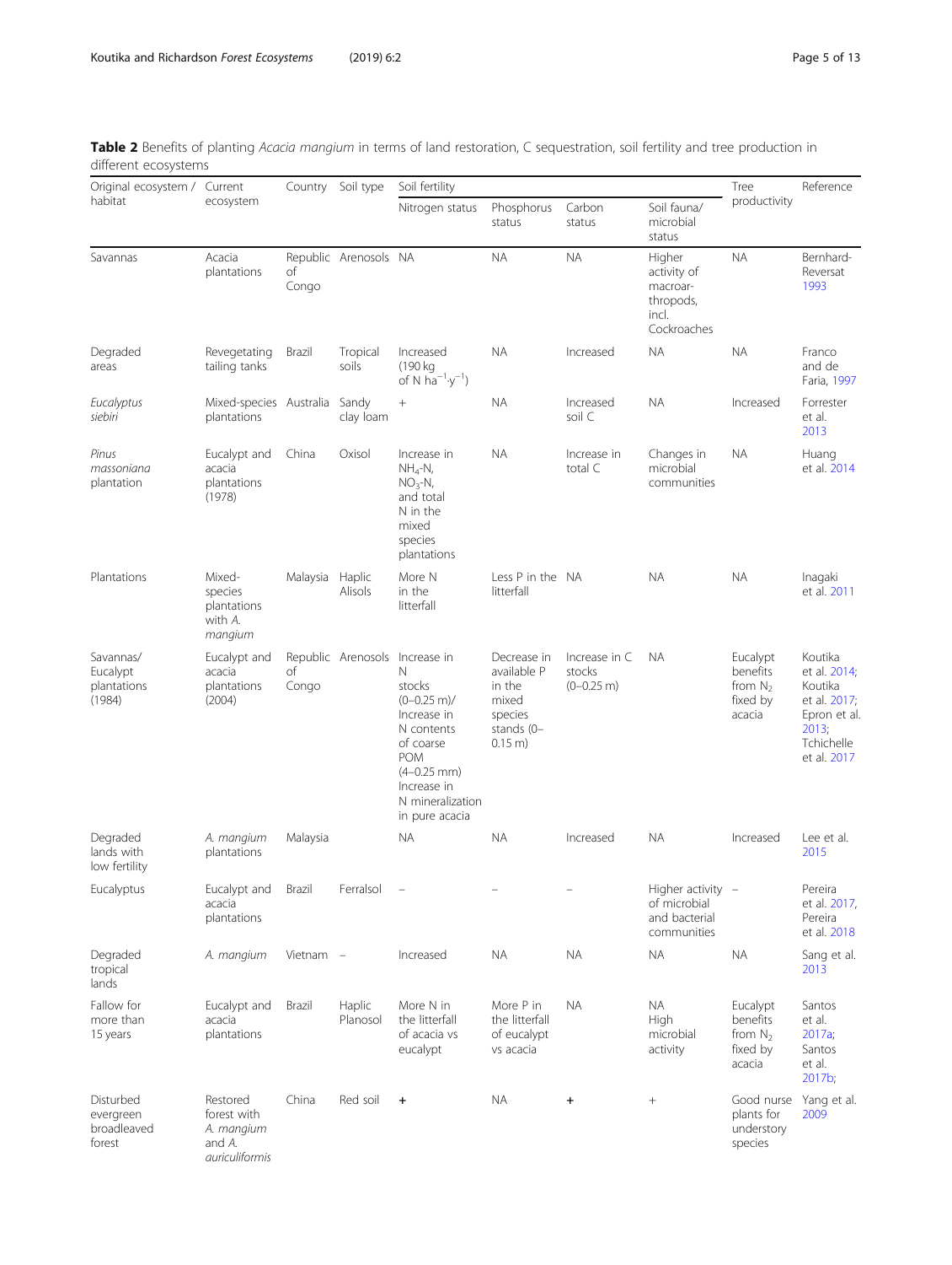**Table 2** Benefits of planting *Acacia mangium* in terms of land restoration, C sequestration, soil fertility and tree production in different ecosystems

| Original ecosystem / habitat | Current ecosystem | Country | Soil type | Soil fertility | | | | Tree productivity | Reference |
|---|---|---|---|---|---|---|---|---|---|
| | | | | Nitrogen status | Phosphorus status | Carbon status | Soil fauna/ microbial status | | |
| Savannas | Acacia plantations | Republic of Congo | Arenosols | NA | NA | NA | Higher activity of macroarthropods, incl. Cockroaches | NA | Bernhard-Reversat 1993 |
| Degraded areas | Revegetating tailing tanks | Brazil | Tropical soils | Increased (190 kg of N $ha^{-1}\cdot y^{-1}$) | NA | Increased | NA | NA | Franco and de Faria, 1997 |
| *Eucalyptus siebiri* | Mixed-species plantations | Australia | Sandy clay loam | + | NA | Increased soil C | NA | Increased | Forrester et al. 2013 |
| *Pinus massoniana* plantation | Eucalypt and acacia plantations (1978) | China | Oxisol | Increase in $NH_4$-N, $NO_3$-N, and total N in the mixed species plantations | NA | Increase in total C | Changes in microbial communities | NA | Huang et al. 2014 |
| Plantations | Mixed-species plantations with *A. mangium* | Malaysia | Haplic Alisols | More N in the litterfall | Less P in the litterfall | NA | NA | NA | Inagaki et al. 2011 |
| Savannas/ Eucalypt plantations (1984) | Eucalypt and acacia plantations (2004) | Republic of Congo | Arenosols | Increase in N stocks (0–0.25 m)/ Increase in N contents of coarse POM (4–0.25 mm) Increase in N mineralization in pure acacia | Decrease in available P in the mixed species stands (0–0.15 m) | Increase in C stocks (0–0.25 m) | NA | Eucalypt benefits from $N_2$ fixed by acacia | Koutika et al. 2014; Koutika et al. 2017; Epron et al. 2013; Tchichelle et al. 2017 |
| Degraded lands with low fertility | *A. mangium* plantations | Malaysia | | NA | NA | Increased | NA | Increased | Lee et al. 2015 |
| Eucalyptus | Eucalypt and acacia plantations | Brazil | Ferralsol | – | – | – | Higher activity of microbial and bacterial communities | – | Pereira et al. 2017, Pereira et al. 2018 |
| Degraded tropical lands | *A. mangium* | Vietnam | – | Increased | NA | NA | NA | NA | Sang et al. 2013 |
| Fallow for more than 15 years | Eucalypt and acacia plantations | Brazil | Haplic Planosol | More N in the litterfall of acacia vs eucalypt | More P in the litterfall of eucalypt vs acacia | NA | NA High microbial activity | Eucalypt benefits from $N_2$ fixed by acacia | Santos et al. 2017a; Santos et al. 2017b; |
| Disturbed evergreen broadleaved forest | Restored forest with *A. mangium* and *A. auriculiformis* | China | Red soil | **+** | NA | **+** | + | Good nurse plants for understory species | Yang et al. 2009 |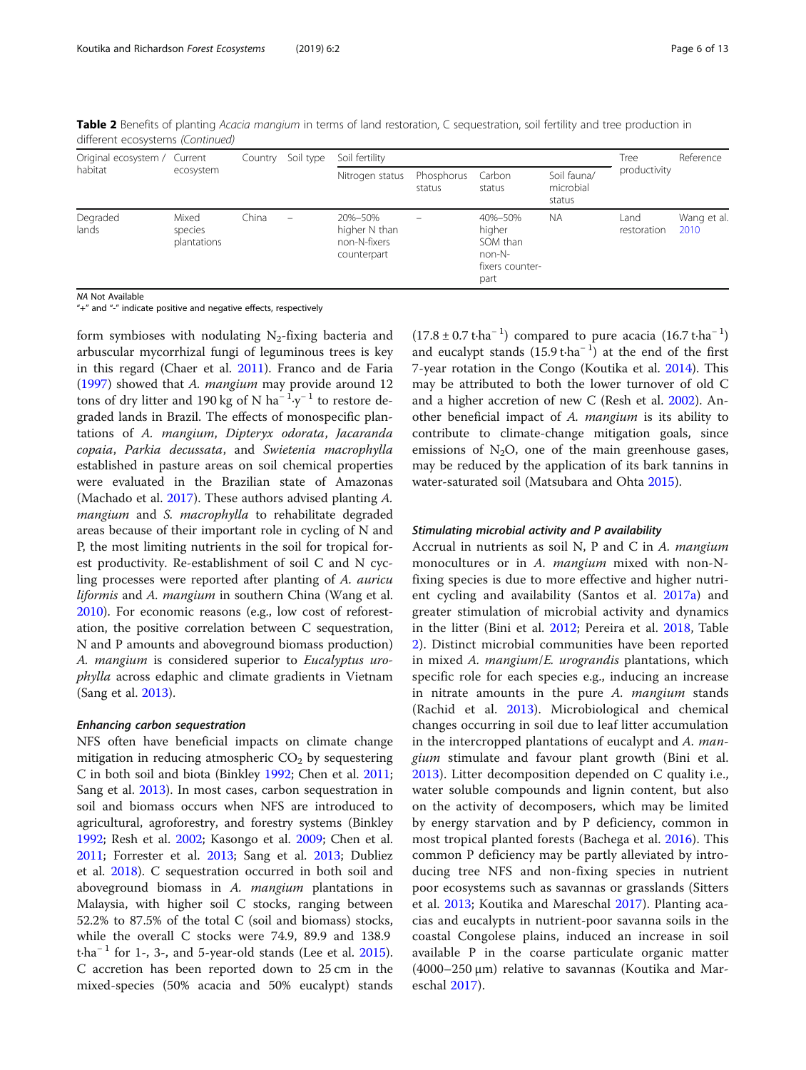**Table 2** Benefits of planting *Acacia mangium* in terms of land restoration, C sequestration, soil fertility and tree production in different ecosystems *(Continued)*

| Original ecosystem / habitat | Current ecosystem | Country | Soil type | Soil fertility | | | | Tree productivity | Reference |
|---|---|---|---|---|---|---|---|---|---|
| | | | | Nitrogen status | Phosphorus status | Carbon status | Soil fauna/ microbial status | | |
| Degraded lands | Mixed species plantations | China | – | 20%–50% higher N than non-N-fixers counterpart | – | 40%–50% higher SOM than non-N-fixers counterpart | NA | Land restoration | Wang et al. 2010 |

*NA* Not Available
"+" and "-" indicate positive and negative effects, respectively

form symbioses with nodulating $N_2$-fixing bacteria and arbuscular mycorrhizal fungi of leguminous trees is key in this regard (Chaer et al. 2011). Franco and de Faria (1997) showed that *A. mangium* may provide around 12 tons of dry litter and 190 kg of N $ha^{-1}{\cdot}y^{-1}$ to restore degraded lands in Brazil. The effects of monospecific plantations of *A. mangium*, *Dipteryx odorata*, *Jacaranda copaia*, *Parkia decussata*, and *Swietenia macrophylla* established in pasture areas on soil chemical properties were evaluated in the Brazilian state of Amazonas (Machado et al. 2017). These authors advised planting *A. mangium* and *S. macrophylla* to rehabilitate degraded areas because of their important role in cycling of N and P, the most limiting nutrients in the soil for tropical forest productivity. Re-establishment of soil C and N cycling processes were reported after planting of *A. auriculiformis* and *A. mangium* in southern China (Wang et al. 2010). For economic reasons (e.g., low cost of reforestation, the positive correlation between C sequestration, N and P amounts and aboveground biomass production) *A. mangium* is considered superior to *Eucalyptus urophylla* across edaphic and climate gradients in Vietnam (Sang et al. 2013).

#### *Enhancing carbon sequestration*

NFS often have beneficial impacts on climate change mitigation in reducing atmospheric $CO_2$ by sequestering C in both soil and biota (Binkley 1992; Chen et al. 2011; Sang et al. 2013). In most cases, carbon sequestration in soil and biomass occurs when NFS are introduced to agricultural, agroforestry, and forestry systems (Binkley 1992; Resh et al. 2002; Kasongo et al. 2009; Chen et al. 2011; Forrester et al. 2013; Sang et al. 2013; Dubliez et al. 2018). C sequestration occurred in both soil and aboveground biomass in *A. mangium* plantations in Malaysia, with higher soil C stocks, ranging between 52.2% to 87.5% of the total C (soil and biomass) stocks, while the overall C stocks were 74.9, 89.9 and 138.9 $t{\cdot}ha^{-1}$ for 1-, 3-, and 5-year-old stands (Lee et al. 2015). C accretion has been reported down to 25 cm in the mixed-species (50% acacia and 50% eucalypt) stands ($17.8 \pm 0.7\ t{\cdot}ha^{-1}$) compared to pure acacia ($16.7\ t{\cdot}ha^{-1}$) and eucalypt stands ($15.9\ t{\cdot}ha^{-1}$) at the end of the first 7-year rotation in the Congo (Koutika et al. 2014). This may be attributed to both the lower turnover of old C and a higher accretion of new C (Resh et al. 2002). Another beneficial impact of *A. mangium* is its ability to contribute to climate-change mitigation goals, since emissions of $N_2O$, one of the main greenhouse gases, may be reduced by the application of its bark tannins in water-saturated soil (Matsubara and Ohta 2015).

#### *Stimulating microbial activity and P availability*

Accrual in nutrients as soil N, P and C in *A. mangium* monocultures or in *A. mangium* mixed with non-N-fixing species is due to more effective and higher nutrient cycling and availability (Santos et al. 2017a) and greater stimulation of microbial activity and dynamics in the litter (Bini et al. 2012; Pereira et al. 2018, Table 2). Distinct microbial communities have been reported in mixed *A. mangium*/*E. urograndis* plantations, which specific role for each species e.g., inducing an increase in nitrate amounts in the pure *A. mangium* stands (Rachid et al. 2013). Microbiological and chemical changes occurring in soil due to leaf litter accumulation in the intercropped plantations of eucalypt and *A. mangium* stimulate and favour plant growth (Bini et al. 2013). Litter decomposition depended on C quality i.e., water soluble compounds and lignin content, but also on the activity of decomposers, which may be limited by energy starvation and by P deficiency, common in most tropical planted forests (Bachega et al. 2016). This common P deficiency may be partly alleviated by introducing tree NFS and non-fixing species in nutrient poor ecosystems such as savannas or grasslands (Sitters et al. 2013; Koutika and Mareschal 2017). Planting acacias and eucalypts in nutrient-poor savanna soils in the coastal Congolese plains, induced an increase in soil available P in the coarse particulate organic matter (4000–250 μm) relative to savannas (Koutika and Mareschal 2017).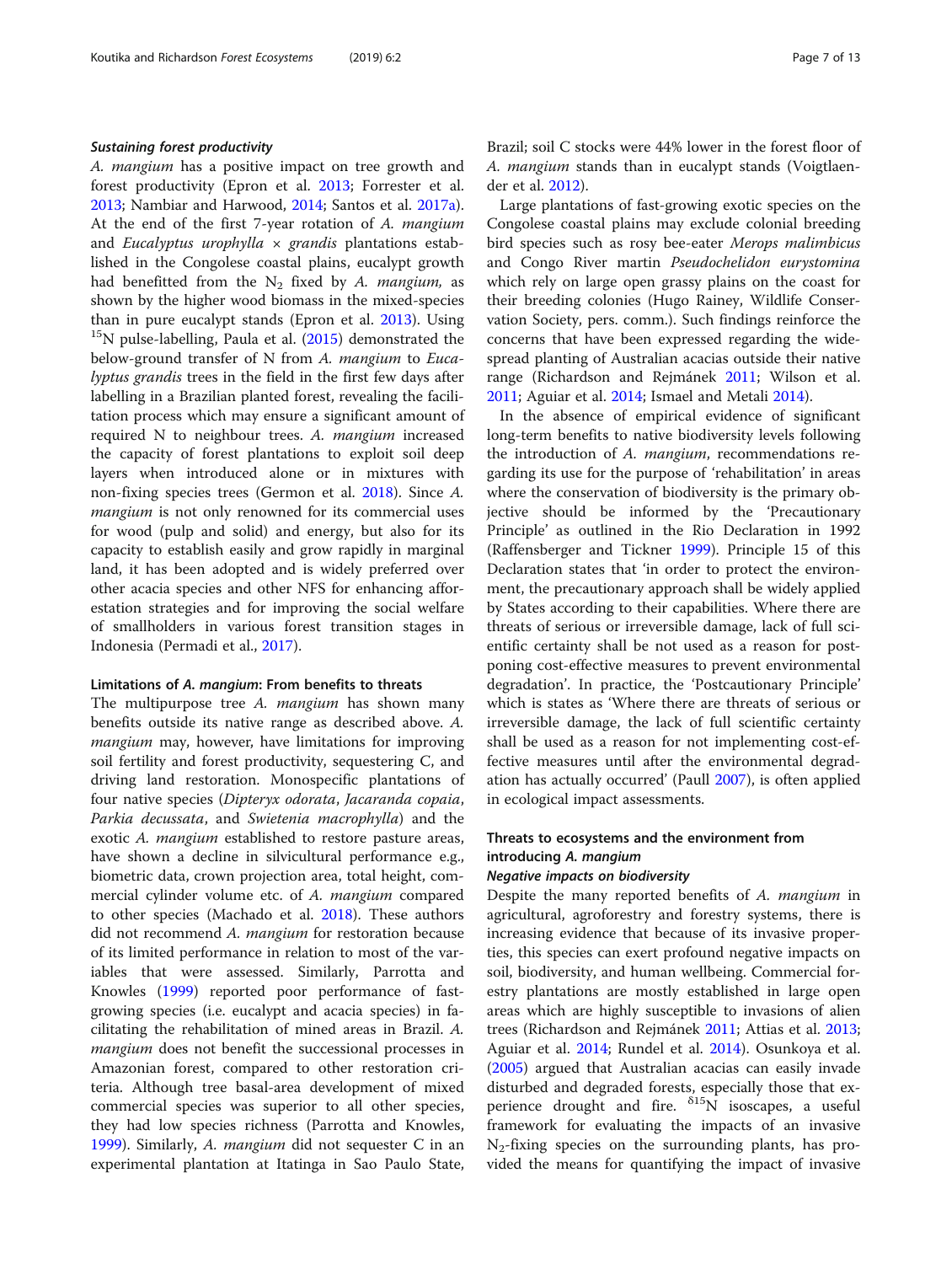#### *Sustaining forest productivity*

*A. mangium* has a positive impact on tree growth and forest productivity (Epron et al. 2013; Forrester et al. 2013; Nambiar and Harwood, 2014; Santos et al. 2017a). At the end of the first 7-year rotation of *A. mangium* and *Eucalyptus urophylla* × *grandis* plantations established in the Congolese coastal plains, eucalypt growth had benefitted from the $N_2$ fixed by *A. mangium,* as shown by the higher wood biomass in the mixed-species than in pure eucalypt stands (Epron et al. 2013). Using $^{15}N$ pulse-labelling, Paula et al. (2015) demonstrated the below-ground transfer of N from *A. mangium* to *Eucalyptus grandis* trees in the field in the first few days after labelling in a Brazilian planted forest, revealing the facilitation process which may ensure a significant amount of required N to neighbour trees. *A. mangium* increased the capacity of forest plantations to exploit soil deep layers when introduced alone or in mixtures with non-fixing species trees (Germon et al. 2018). Since *A. mangium* is not only renowned for its commercial uses for wood (pulp and solid) and energy, but also for its capacity to establish easily and grow rapidly in marginal land, it has been adopted and is widely preferred over other acacia species and other NFS for enhancing afforestation strategies and for improving the social welfare of smallholders in various forest transition stages in Indonesia (Permadi et al., 2017).

### Limitations of *A. mangium*: From benefits to threats

The multipurpose tree *A. mangium* has shown many benefits outside its native range as described above. *A. mangium* may, however, have limitations for improving soil fertility and forest productivity, sequestering C, and driving land restoration. Monospecific plantations of four native species (*Dipteryx odorata*, *Jacaranda copaia*, *Parkia decussata*, and *Swietenia macrophylla*) and the exotic *A. mangium* established to restore pasture areas, have shown a decline in silvicultural performance e.g., biometric data, crown projection area, total height, commercial cylinder volume etc. of *A. mangium* compared to other species (Machado et al. 2018). These authors did not recommend *A. mangium* for restoration because of its limited performance in relation to most of the variables that were assessed. Similarly, Parrotta and Knowles (1999) reported poor performance of fast-growing species (i.e. eucalypt and acacia species) in facilitating the rehabilitation of mined areas in Brazil. *A. mangium* does not benefit the successional processes in Amazonian forest, compared to other restoration criteria. Although tree basal-area development of mixed commercial species was superior to all other species, they had low species richness (Parrotta and Knowles, 1999). Similarly, *A. mangium* did not sequester C in an experimental plantation at Itatinga in Sao Paulo State, Brazil; soil C stocks were 44% lower in the forest floor of *A. mangium* stands than in eucalypt stands (Voigtlaender et al. 2012).

Large plantations of fast-growing exotic species on the Congolese coastal plains may exclude colonial breeding bird species such as rosy bee-eater *Merops malimbicus* and Congo River martin *Pseudochelidon eurystomina* which rely on large open grassy plains on the coast for their breeding colonies (Hugo Rainey, Wildlife Conservation Society, pers. comm.). Such findings reinforce the concerns that have been expressed regarding the widespread planting of Australian acacias outside their native range (Richardson and Rejmánek 2011; Wilson et al. 2011; Aguiar et al. 2014; Ismael and Metali 2014).

In the absence of empirical evidence of significant long-term benefits to native biodiversity levels following the introduction of *A. mangium*, recommendations regarding its use for the purpose of 'rehabilitation' in areas where the conservation of biodiversity is the primary objective should be informed by the 'Precautionary Principle' as outlined in the Rio Declaration in 1992 (Raffensberger and Tickner 1999). Principle 15 of this Declaration states that 'in order to protect the environment, the precautionary approach shall be widely applied by States according to their capabilities. Where there are threats of serious or irreversible damage, lack of full scientific certainty shall be not used as a reason for postponing cost-effective measures to prevent environmental degradation'. In practice, the 'Postcautionary Principle' which is states as 'Where there are threats of serious or irreversible damage, the lack of full scientific certainty shall be used as a reason for not implementing cost-effective measures until after the environmental degradation has actually occurred' (Paull 2007), is often applied in ecological impact assessments.

### Threats to ecosystems and the environment from introducing *A. mangium*

#### *Negative impacts on biodiversity*

Despite the many reported benefits of *A. mangium* in agricultural, agroforestry and forestry systems, there is increasing evidence that because of its invasive properties, this species can exert profound negative impacts on soil, biodiversity, and human wellbeing. Commercial forestry plantations are mostly established in large open areas which are highly susceptible to invasions of alien trees (Richardson and Rejmánek 2011; Attias et al. 2013; Aguiar et al. 2014; Rundel et al. 2014). Osunkoya et al. (2005) argued that Australian acacias can easily invade disturbed and degraded forests, especially those that experience drought and fire. $\delta^{15}N$ isoscapes, a useful framework for evaluating the impacts of an invasive $N_2$-fixing species on the surrounding plants, has provided the means for quantifying the impact of invasive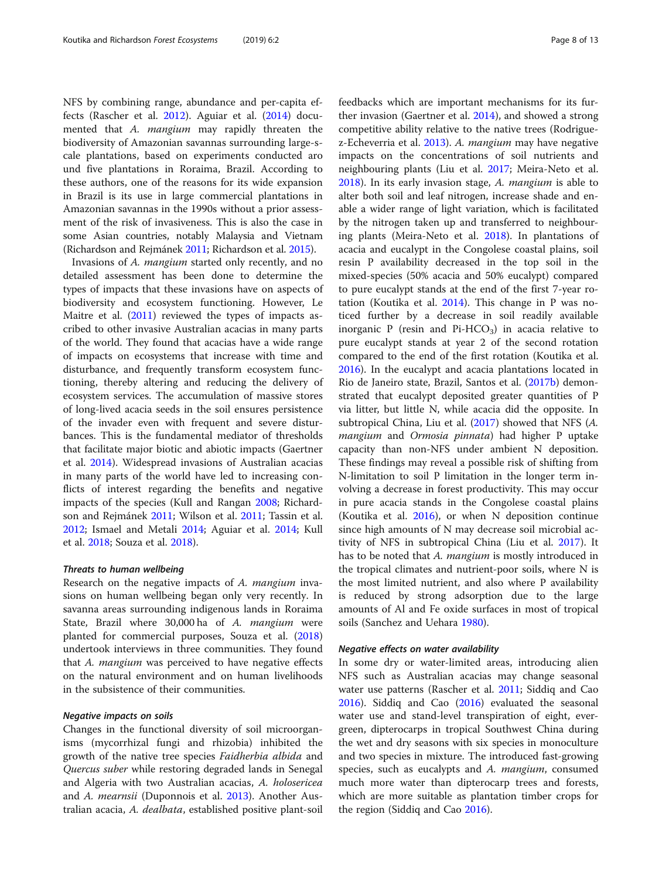NFS by combining range, abundance and per-capita effects (Rascher et al. 2012). Aguiar et al. (2014) documented that *A. mangium* may rapidly threaten the biodiversity of Amazonian savannas surrounding large-scale plantations, based on experiments conducted around five plantations in Roraima, Brazil. According to these authors, one of the reasons for its wide expansion in Brazil is its use in large commercial plantations in Amazonian savannas in the 1990s without a prior assessment of the risk of invasiveness. This is also the case in some Asian countries, notably Malaysia and Vietnam (Richardson and Rejmánek 2011; Richardson et al. 2015).

Invasions of *A. mangium* started only recently, and no detailed assessment has been done to determine the types of impacts that these invasions have on aspects of biodiversity and ecosystem functioning. However, Le Maitre et al. (2011) reviewed the types of impacts ascribed to other invasive Australian acacias in many parts of the world. They found that acacias have a wide range of impacts on ecosystems that increase with time and disturbance, and frequently transform ecosystem functioning, thereby altering and reducing the delivery of ecosystem services. The accumulation of massive stores of long-lived acacia seeds in the soil ensures persistence of the invader even with frequent and severe disturbances. This is the fundamental mediator of thresholds that facilitate major biotic and abiotic impacts (Gaertner et al. 2014). Widespread invasions of Australian acacias in many parts of the world have led to increasing conflicts of interest regarding the benefits and negative impacts of the species (Kull and Rangan 2008; Richardson and Rejmánek 2011; Wilson et al. 2011; Tassin et al. 2012; Ismael and Metali 2014; Aguiar et al. 2014; Kull et al. 2018; Souza et al. 2018).

#### *Threats to human wellbeing*

Research on the negative impacts of *A. mangium* invasions on human wellbeing began only very recently. In savanna areas surrounding indigenous lands in Roraima State, Brazil where 30,000 ha of *A. mangium* were planted for commercial purposes, Souza et al. (2018) undertook interviews in three communities. They found that *A. mangium* was perceived to have negative effects on the natural environment and on human livelihoods in the subsistence of their communities.

#### *Negative impacts on soils*

Changes in the functional diversity of soil microorganisms (mycorrhizal fungi and rhizobia) inhibited the growth of the native tree species *Faidherbia albida* and *Quercus suber* while restoring degraded lands in Senegal and Algeria with two Australian acacias, *A. holosericea* and *A. mearnsii* (Duponnois et al. 2013). Another Australian acacia, *A. dealbata*, established positive plant-soil feedbacks which are important mechanisms for its further invasion (Gaertner et al. 2014), and showed a strong competitive ability relative to the native trees (Rodriguez-Echeverria et al. 2013). *A. mangium* may have negative impacts on the concentrations of soil nutrients and neighbouring plants (Liu et al. 2017; Meira-Neto et al. 2018). In its early invasion stage, *A. mangium* is able to alter both soil and leaf nitrogen, increase shade and enable a wider range of light variation, which is facilitated by the nitrogen taken up and transferred to neighbouring plants (Meira-Neto et al. 2018). In plantations of acacia and eucalypt in the Congolese coastal plains, soil resin P availability decreased in the top soil in the mixed-species (50% acacia and 50% eucalypt) compared to pure eucalypt stands at the end of the first 7-year rotation (Koutika et al. 2014). This change in P was noticed further by a decrease in soil readily available inorganic P (resin and Pi-$HCO_3$) in acacia relative to pure eucalypt stands at year 2 of the second rotation compared to the end of the first rotation (Koutika et al. 2016). In the eucalypt and acacia plantations located in Rio de Janeiro state, Brazil, Santos et al. (2017b) demonstrated that eucalypt deposited greater quantities of P via litter, but little N, while acacia did the opposite. In subtropical China, Liu et al. (2017) showed that NFS (*A. mangium* and *Ormosia pinnata*) had higher P uptake capacity than non-NFS under ambient N deposition. These findings may reveal a possible risk of shifting from N-limitation to soil P limitation in the longer term involving a decrease in forest productivity. This may occur in pure acacia stands in the Congolese coastal plains (Koutika et al. 2016), or when N deposition continue since high amounts of N may decrease soil microbial activity of NFS in subtropical China (Liu et al. 2017). It has to be noted that *A. mangium* is mostly introduced in the tropical climates and nutrient-poor soils, where N is the most limited nutrient, and also where P availability is reduced by strong adsorption due to the large amounts of Al and Fe oxide surfaces in most of tropical soils (Sanchez and Uehara 1980).

#### *Negative effects on water availability*

In some dry or water-limited areas, introducing alien NFS such as Australian acacias may change seasonal water use patterns (Rascher et al. 2011; Siddiq and Cao 2016). Siddiq and Cao (2016) evaluated the seasonal water use and stand-level transpiration of eight, evergreen, dipterocarps in tropical Southwest China during the wet and dry seasons with six species in monoculture and two species in mixture. The introduced fast-growing species, such as eucalypts and *A. mangium*, consumed much more water than dipterocarp trees and forests, which are more suitable as plantation timber crops for the region (Siddiq and Cao 2016).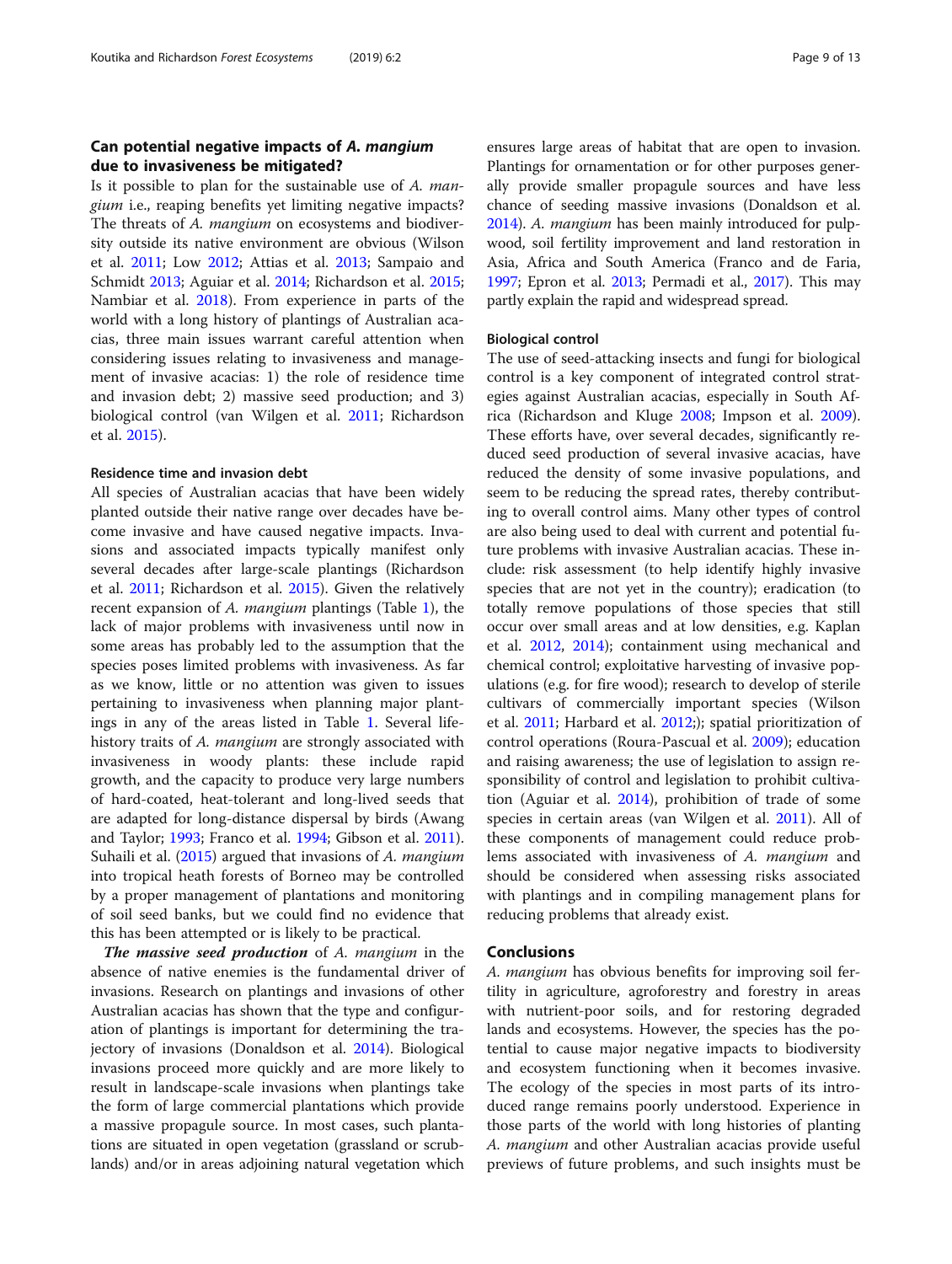## Can potential negative impacts of *A. mangium* due to invasiveness be mitigated?

Is it possible to plan for the sustainable use of *A. mangium* i.e., reaping benefits yet limiting negative impacts? The threats of *A. mangium* on ecosystems and biodiversity outside its native environment are obvious (Wilson et al. 2011; Low 2012; Attias et al. 2013; Sampaio and Schmidt 2013; Aguiar et al. 2014; Richardson et al. 2015; Nambiar et al. 2018). From experience in parts of the world with a long history of plantings of Australian acacias, three main issues warrant careful attention when considering issues relating to invasiveness and management of invasive acacias: 1) the role of residence time and invasion debt; 2) massive seed production; and 3) biological control (van Wilgen et al. 2011; Richardson et al. 2015).

### Residence time and invasion debt

All species of Australian acacias that have been widely planted outside their native range over decades have become invasive and have caused negative impacts. Invasions and associated impacts typically manifest only several decades after large-scale plantings (Richardson et al. 2011; Richardson et al. 2015). Given the relatively recent expansion of *A. mangium* plantings (Table 1), the lack of major problems with invasiveness until now in some areas has probably led to the assumption that the species poses limited problems with invasiveness. As far as we know, little or no attention was given to issues pertaining to invasiveness when planning major plantings in any of the areas listed in Table 1. Several life-history traits of *A. mangium* are strongly associated with invasiveness in woody plants: these include rapid growth, and the capacity to produce very large numbers of hard-coated, heat-tolerant and long-lived seeds that are adapted for long-distance dispersal by birds (Awang and Taylor; 1993; Franco et al. 1994; Gibson et al. 2011). Suhaili et al. (2015) argued that invasions of *A. mangium* into tropical heath forests of Borneo may be controlled by a proper management of plantations and monitoring of soil seed banks, but we could find no evidence that this has been attempted or is likely to be practical.

***The massive seed production*** of *A. mangium* in the absence of native enemies is the fundamental driver of invasions. Research on plantings and invasions of other Australian acacias has shown that the type and configuration of plantings is important for determining the trajectory of invasions (Donaldson et al. 2014). Biological invasions proceed more quickly and are more likely to result in landscape-scale invasions when plantings take the form of large commercial plantations which provide a massive propagule source. In most cases, such plantations are situated in open vegetation (grassland or scrublands) and/or in areas adjoining natural vegetation which ensures large areas of habitat that are open to invasion. Plantings for ornamentation or for other purposes generally provide smaller propagule sources and have less chance of seeding massive invasions (Donaldson et al. 2014). *A. mangium* has been mainly introduced for pulpwood, soil fertility improvement and land restoration in Asia, Africa and South America (Franco and de Faria, 1997; Epron et al. 2013; Permadi et al., 2017). This may partly explain the rapid and widespread spread.

### Biological control

The use of seed-attacking insects and fungi for biological control is a key component of integrated control strategies against Australian acacias, especially in South Africa (Richardson and Kluge 2008; Impson et al. 2009). These efforts have, over several decades, significantly reduced seed production of several invasive acacias, have reduced the density of some invasive populations, and seem to be reducing the spread rates, thereby contributing to overall control aims. Many other types of control are also being used to deal with current and potential future problems with invasive Australian acacias. These include: risk assessment (to help identify highly invasive species that are not yet in the country); eradication (to totally remove populations of those species that still occur over small areas and at low densities, e.g. Kaplan et al. 2012, 2014); containment using mechanical and chemical control; exploitative harvesting of invasive populations (e.g. for fire wood); research to develop of sterile cultivars of commercially important species (Wilson et al. 2011; Harbard et al. 2012;); spatial prioritization of control operations (Roura-Pascual et al. 2009); education and raising awareness; the use of legislation to assign responsibility of control and legislation to prohibit cultivation (Aguiar et al. 2014), prohibition of trade of some species in certain areas (van Wilgen et al. 2011). All of these components of management could reduce problems associated with invasiveness of *A. mangium* and should be considered when assessing risks associated with plantings and in compiling management plans for reducing problems that already exist.

## Conclusions

*A. mangium* has obvious benefits for improving soil fertility in agriculture, agroforestry and forestry in areas with nutrient-poor soils, and for restoring degraded lands and ecosystems. However, the species has the potential to cause major negative impacts to biodiversity and ecosystem functioning when it becomes invasive. The ecology of the species in most parts of its introduced range remains poorly understood. Experience in those parts of the world with long histories of planting *A. mangium* and other Australian acacias provide useful previews of future problems, and such insights must be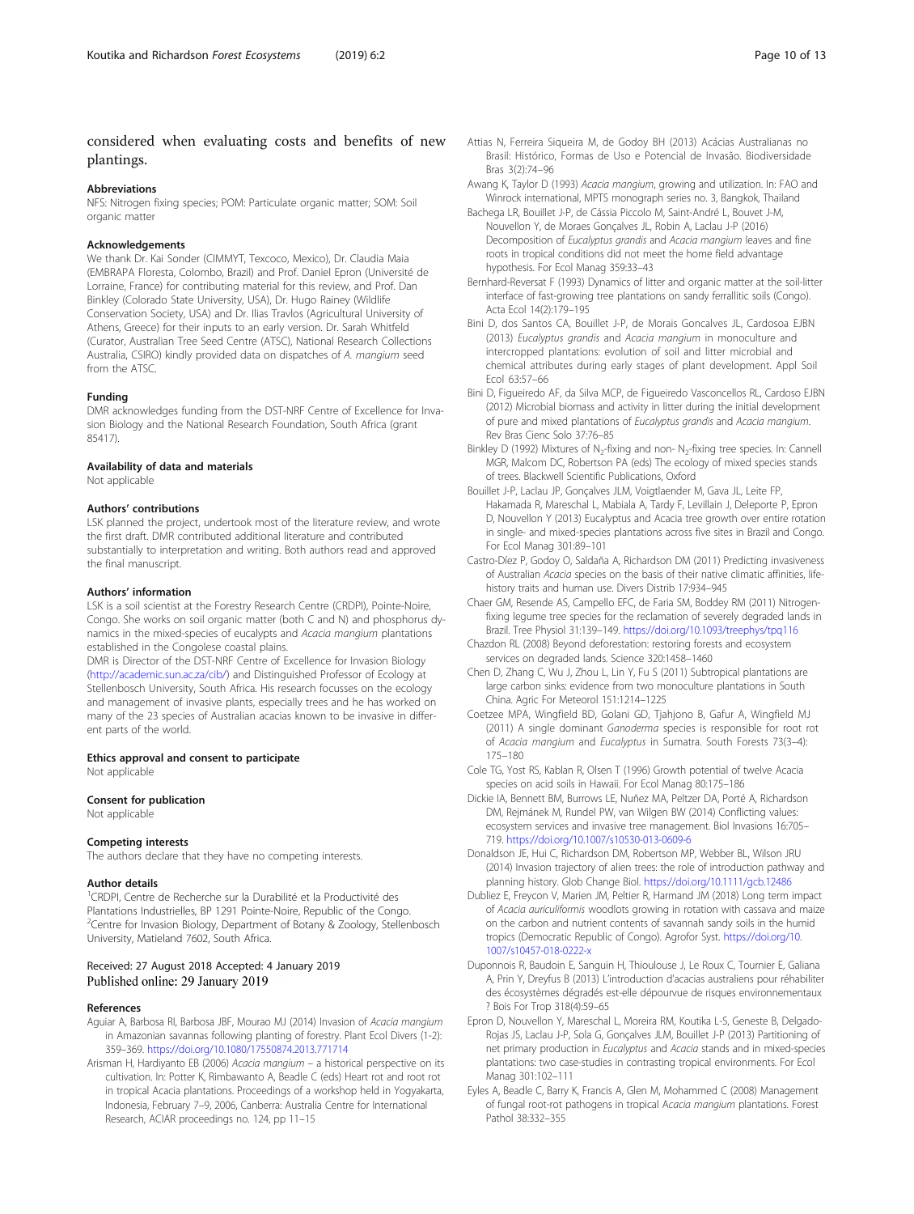considered when evaluating costs and benefits of new plantings.

#### Abbreviations

NFS: Nitrogen fixing species; POM: Particulate organic matter; SOM: Soil organic matter

#### Acknowledgements

We thank Dr. Kai Sonder (CIMMYT, Texcoco, Mexico), Dr. Claudia Maia (EMBRAPA Floresta, Colombo, Brazil) and Prof. Daniel Epron (Université de Lorraine, France) for contributing material for this review, and Prof. Dan Binkley (Colorado State University, USA), Dr. Hugo Rainey (Wildlife Conservation Society, USA) and Dr. Ilias Travlos (Agricultural University of Athens, Greece) for their inputs to an early version. Dr. Sarah Whitfeld (Curator, Australian Tree Seed Centre (ATSC), National Research Collections Australia, CSIRO) kindly provided data on dispatches of *A. mangium* seed from the ATSC.

#### Funding

DMR acknowledges funding from the DST-NRF Centre of Excellence for Invasion Biology and the National Research Foundation, South Africa (grant 85417).

#### Availability of data and materials

Not applicable

#### Authors' contributions

LSK planned the project, undertook most of the literature review, and wrote the first draft. DMR contributed additional literature and contributed substantially to interpretation and writing. Both authors read and approved the final manuscript.

#### Authors' information

LSK is a soil scientist at the Forestry Research Centre (CRDPI), Pointe-Noire, Congo. She works on soil organic matter (both C and N) and phosphorus dynamics in the mixed-species of eucalypts and *Acacia mangium* plantations established in the Congolese coastal plains.

DMR is Director of the DST-NRF Centre of Excellence for Invasion Biology (http://academic.sun.ac.za/cib/) and Distinguished Professor of Ecology at Stellenbosch University, South Africa. His research focusses on the ecology and management of invasive plants, especially trees and he has worked on many of the 23 species of Australian acacias known to be invasive in different parts of the world.

#### Ethics approval and consent to participate

Not applicable

#### Consent for publication

Not applicable

#### Competing interests

The authors declare that they have no competing interests.

#### Author details

[1]CRDPI, Centre de Recherche sur la Durabilité et la Productivité des Plantations Industrielles, BP 1291 Pointe-Noire, Republic of the Congo. [2]Centre for Invasion Biology, Department of Botany & Zoology, Stellenbosch University, Matieland 7602, South Africa.

Received: 27 August 2018 Accepted: 4 January 2019
Published online: 29 January 2019

#### References

Aguiar A, Barbosa RI, Barbosa JBF, Mourao MJ (2014) Invasion of *Acacia mangium* in Amazonian savannas following planting of forestry. Plant Ecol Divers (1-2): 359–369. https://doi.org/10.1080/17550874.2013.771714

Arisman H, Hardiyanto EB (2006) *Acacia mangium* – a historical perspective on its cultivation. In: Potter K, Rimbawanto A, Beadle C (eds) Heart rot and root rot in tropical Acacia plantations. Proceedings of a workshop held in Yogyakarta, Indonesia, February 7–9, 2006, Canberra: Australia Centre for International Research, ACIAR proceedings no. 124, pp 11–15

Attias N, Ferreira Siqueira M, de Godoy BH (2013) Acácias Australianas no Brasil: Histórico, Formas de Uso e Potencial de Invasão. Biodiversidade Bras 3(2):74–96

Awang K, Taylor D (1993) *Acacia mangium*, growing and utilization. In: FAO and Winrock international, MPTS monograph series no. 3, Bangkok, Thailand

Bachega LR, Bouillet J-P, de Cássia Piccolo M, Saint-André L, Bouvet J-M, Nouvellon Y, de Moraes Gonçalves JL, Robin A, Laclau J-P (2016) Decomposition of *Eucalyptus grandis* and *Acacia mangium* leaves and fine roots in tropical conditions did not meet the home field advantage hypothesis. For Ecol Manag 359:33–43

Bernhard-Reversat F (1993) Dynamics of litter and organic matter at the soil-litter interface of fast-growing tree plantations on sandy ferrallitic soils (Congo). Acta Ecol 14(2):179–195

Bini D, dos Santos CA, Bouillet J-P, de Morais Goncalves JL, Cardosoa EJBN (2013) *Eucalyptus grandis* and *Acacia mangium* in monoculture and intercropped plantations: evolution of soil and litter microbial and chemical attributes during early stages of plant development. Appl Soil Ecol 63:57–66

Bini D, Figueiredo AF, da Silva MCP, de Figueiredo Vasconcellos RL, Cardoso EJBN (2012) Microbial biomass and activity in litter during the initial development of pure and mixed plantations of *Eucalyptus grandis* and *Acacia mangium*. Rev Bras Cienc Solo 37:76–85

Binkley D (1992) Mixtures of $N_2$-fixing and non- $N_2$-fixing tree species. In: Cannell MGR, Malcom DC, Robertson PA (eds) The ecology of mixed species stands of trees. Blackwell Scientific Publications, Oxford

Bouillet J-P, Laclau JP, Gonçalves JLM, Voigtlaender M, Gava JL, Leite FP, Hakamada R, Mareschal L, Mabiala A, Tardy F, Levillain J, Deleporte P, Epron D, Nouvellon Y (2013) Eucalyptus and Acacia tree growth over entire rotation in single- and mixed-species plantations across five sites in Brazil and Congo. For Ecol Manag 301:89–101

Castro-Díez P, Godoy O, Saldaña A, Richardson DM (2011) Predicting invasiveness of Australian *Acacia* species on the basis of their native climatic affinities, life-history traits and human use. Divers Distrib 17:934–945

Chaer GM, Resende AS, Campello EFC, de Faria SM, Boddey RM (2011) Nitrogen-fixing legume tree species for the reclamation of severely degraded lands in Brazil. Tree Physiol 31:139–149. https://doi.org/10.1093/treephys/tpq116

Chazdon RL (2008) Beyond deforestation: restoring forests and ecosystem services on degraded lands. Science 320:1458–1460

Chen D, Zhang C, Wu J, Zhou L, Lin Y, Fu S (2011) Subtropical plantations are large carbon sinks: evidence from two monoculture plantations in South China. Agric For Meteorol 151:1214–1225

Coetzee MPA, Wingfield BD, Golani GD, Tjahjono B, Gafur A, Wingfield MJ (2011) A single dominant *Ganoderma* species is responsible for root rot of *Acacia mangium* and *Eucalyptus* in Sumatra. South Forests 73(3–4): 175–180

Cole TG, Yost RS, Kablan R, Olsen T (1996) Growth potential of twelve Acacia species on acid soils in Hawaii. For Ecol Manag 80:175–186

Dickie IA, Bennett BM, Burrows LE, Nuñez MA, Peltzer DA, Porté A, Richardson DM, Rejmánek M, Rundel PW, van Wilgen BW (2014) Conflicting values: ecosystem services and invasive tree management. Biol Invasions 16:705–719. https://doi.org/10.1007/s10530-013-0609-6

Donaldson JE, Hui C, Richardson DM, Robertson MP, Webber BL, Wilson JRU (2014) Invasion trajectory of alien trees: the role of introduction pathway and planning history. Glob Change Biol. https://doi.org/10.1111/gcb.12486

Dubliez E, Freycon V, Marien JM, Peltier R, Harmand JM (2018) Long term impact of *Acacia auriculiformis* woodlots growing in rotation with cassava and maize on the carbon and nutrient contents of savannah sandy soils in the humid tropics (Democratic Republic of Congo). Agrofor Syst. https://doi.org/10.1007/s10457-018-0222-x

Duponnois R, Baudoin E, Sanguin H, Thioulouse J, Le Roux C, Tournier E, Galiana A, Prin Y, Dreyfus B (2013) L'introduction d'acacias australiens pour réhabiliter des écosystèmes dégradés est-elle dépourvue de risques environnementaux ? Bois For Trop 318(4):59–65

Epron D, Nouvellon Y, Mareschal L, Moreira RM, Koutika L-S, Geneste B, Delgado-Rojas JS, Laclau J-P, Sola G, Gonçalves JLM, Bouillet J-P (2013) Partitioning of net primary production in *Eucalyptus* and *Acacia* stands and in mixed-species plantations: two case-studies in contrasting tropical environments. For Ecol Manag 301:102–111

Eyles A, Beadle C, Barry K, Francis A, Glen M, Mohammed C (2008) Management of fungal root-rot pathogens in tropical *Acacia mangium* plantations. Forest Pathol 38:332–355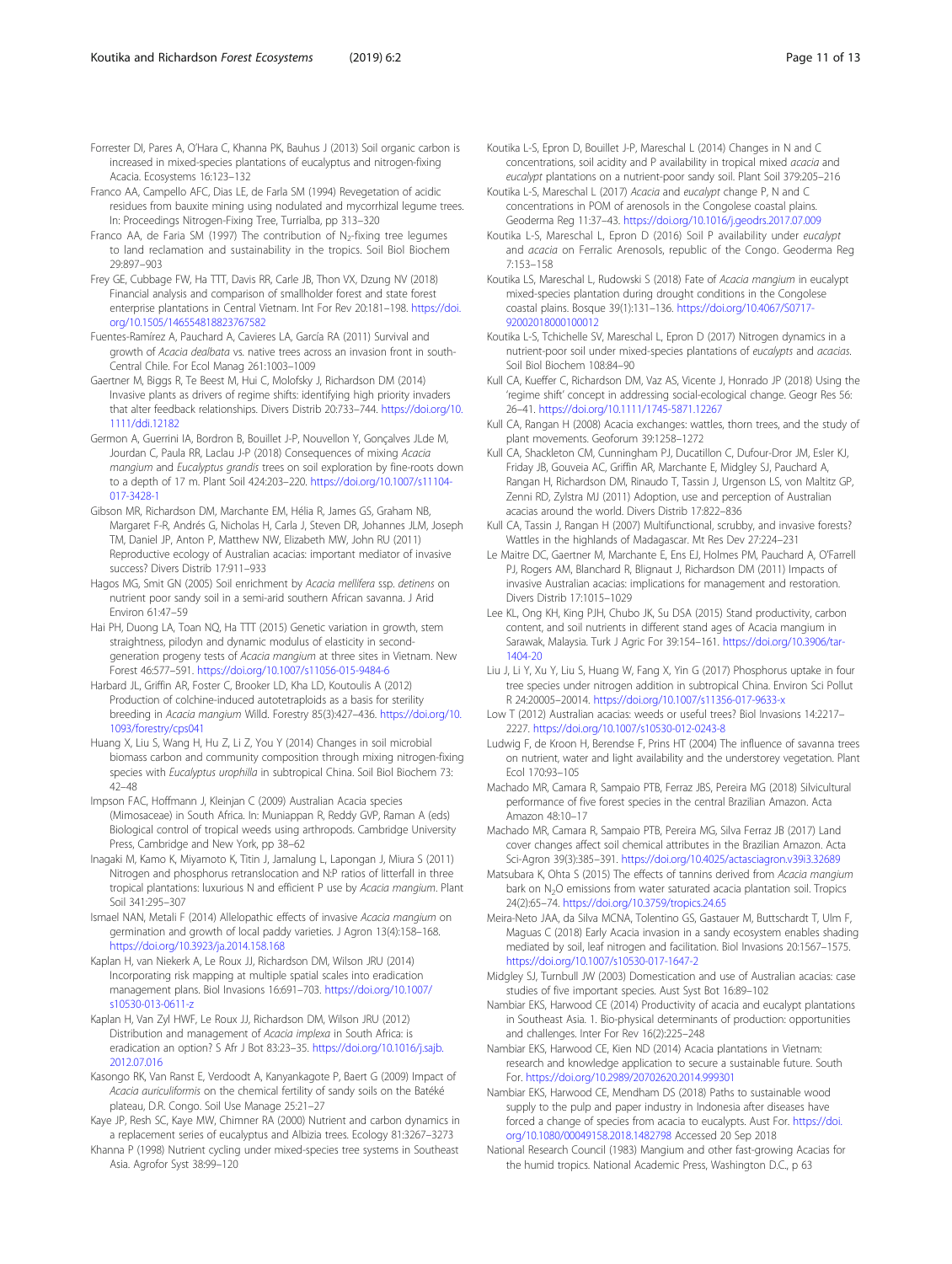Forrester DI, Pares A, O'Hara C, Khanna PK, Bauhus J (2013) Soil organic carbon is increased in mixed-species plantations of eucalyptus and nitrogen-fixing Acacia. Ecosystems 16:123–132

Franco AA, Campello AFC, Dias LE, de Farla SM (1994) Revegetation of acidic residues from bauxite mining using nodulated and mycorrhizal legume trees. In: Proceedings Nitrogen-Fixing Tree, Turrialba, pp 313–320

Franco AA, de Faria SM (1997) The contribution of $N_2$-fixing tree legumes to land reclamation and sustainability in the tropics. Soil Biol Biochem 29:897–903

Frey GE, Cubbage FW, Ha TTT, Davis RR, Carle JB, Thon VX, Dzung NV (2018) Financial analysis and comparison of smallholder forest and state forest enterprise plantations in Central Vietnam. Int For Rev 20:181–198. https://doi.org/10.1505/146554818823767582

Fuentes-Ramírez A, Pauchard A, Cavieres LA, García RA (2011) Survival and growth of *Acacia dealbata* vs. native trees across an invasion front in south-Central Chile. For Ecol Manag 261:1003–1009

Gaertner M, Biggs R, Te Beest M, Hui C, Molofsky J, Richardson DM (2014) Invasive plants as drivers of regime shifts: identifying high priority invaders that alter feedback relationships. Divers Distrib 20:733–744. https://doi.org/10.1111/ddi.12182

Germon A, Guerrini IA, Bordron B, Bouillet J-P, Nouvellon Y, Gonçalves JLde M, Jourdan C, Paula RR, Laclau J-P (2018) Consequences of mixing *Acacia mangium* and *Eucalyptus grandis* trees on soil exploration by fine-roots down to a depth of 17 m. Plant Soil 424:203–220. https://doi.org/10.1007/s11104-017-3428-1

Gibson MR, Richardson DM, Marchante EM, Hélia R, James GS, Graham NB, Margaret F-R, Andrés G, Nicholas H, Carla J, Steven DR, Johannes JLM, Joseph TM, Daniel JP, Anton P, Matthew NW, Elizabeth MW, John RU (2011) Reproductive ecology of Australian acacias: important mediator of invasive success? Divers Distrib 17:911–933

Hagos MG, Smit GN (2005) Soil enrichment by *Acacia mellifera* ssp. *detinens* on nutrient poor sandy soil in a semi-arid southern African savanna. J Arid Environ 61:47–59

Hai PH, Duong LA, Toan NQ, Ha TTT (2015) Genetic variation in growth, stem straightness, pilodyn and dynamic modulus of elasticity in second-generation progeny tests of *Acacia mangium* at three sites in Vietnam. New Forest 46:577–591. https://doi.org/10.1007/s11056-015-9484-6

Harbard JL, Griffin AR, Foster C, Brooker LD, Kha LD, Koutoulis A (2012) Production of colchine-induced autotetraploids as a basis for sterility breeding in *Acacia mangium* Willd. Forestry 85(3):427–436. https://doi.org/10.1093/forestry/cps041

Huang X, Liu S, Wang H, Hu Z, Li Z, You Y (2014) Changes in soil microbial biomass carbon and community composition through mixing nitrogen-fixing species with *Eucalyptus urophilla* in subtropical China. Soil Biol Biochem 73:42–48

Impson FAC, Hoffmann J, Kleinjan C (2009) Australian Acacia species (Mimosaceae) in South Africa. In: Muniappan R, Reddy GVP, Raman A (eds) Biological control of tropical weeds using arthropods. Cambridge University Press, Cambridge and New York, pp 38–62

Inagaki M, Kamo K, Miyamoto K, Titin J, Jamalung L, Lapongan J, Miura S (2011) Nitrogen and phosphorus retranslocation and N:P ratios of litterfall in three tropical plantations: luxurious N and efficient P use by *Acacia mangium*. Plant Soil 341:295–307

Ismael NAN, Metali F (2014) Allelopathic effects of invasive *Acacia mangium* on germination and growth of local paddy varieties. J Agron 13(4):158–168. https://doi.org/10.3923/ja.2014.158.168

Kaplan H, van Niekerk A, Le Roux JJ, Richardson DM, Wilson JRU (2014) Incorporating risk mapping at multiple spatial scales into eradication management plans. Biol Invasions 16:691–703. https://doi.org/10.1007/s10530-013-0611-z

Kaplan H, Van Zyl HWF, Le Roux JJ, Richardson DM, Wilson JRU (2012) Distribution and management of *Acacia implexa* in South Africa: is eradication an option? S Afr J Bot 83:23–35. https://doi.org/10.1016/j.sajb.2012.07.016

Kasongo RK, Van Ranst E, Verdoodt A, Kanyankagote P, Baert G (2009) Impact of *Acacia auriculiformis* on the chemical fertility of sandy soils on the Batéké plateau, D.R. Congo. Soil Use Manage 25:21–27

Kaye JP, Resh SC, Kaye MW, Chimner RA (2000) Nutrient and carbon dynamics in a replacement series of eucalyptus and Albizia trees. Ecology 81:3267–3273

Khanna P (1998) Nutrient cycling under mixed-species tree systems in Southeast Asia. Agrofor Syst 38:99–120

Koutika L-S, Epron D, Bouillet J-P, Mareschal L (2014) Changes in N and C concentrations, soil acidity and P availability in tropical mixed *acacia* and *eucalypt* plantations on a nutrient-poor sandy soil. Plant Soil 379:205–216

Koutika L-S, Mareschal L (2017) *Acacia* and *eucalypt* change P, N and C concentrations in POM of arenosols in the Congolese coastal plains. Geoderma Reg 11:37–43. https://doi.org/10.1016/j.geodrs.2017.07.009

Koutika L-S, Mareschal L, Epron D (2016) Soil P availability under *eucalypt* and *acacia* on Ferralic Arenosols, republic of the Congo. Geoderma Reg 7:153–158

Koutika LS, Mareschal L, Rudowski S (2018) Fate of *Acacia mangium* in eucalypt mixed-species plantation during drought conditions in the Congolese coastal plains. Bosque 39(1):131–136. https://doi.org/10.4067/S0717-92002018000100012

Koutika L-S, Tchichelle SV, Mareschal L, Epron D (2017) Nitrogen dynamics in a nutrient-poor soil under mixed-species plantations of *eucalypts* and *acacias*. Soil Biol Biochem 108:84–90

Kull CA, Kueffer C, Richardson DM, Vaz AS, Vicente J, Honrado JP (2018) Using the 'regime shift' concept in addressing social-ecological change. Geogr Res 56:26–41. https://doi.org/10.1111/1745-5871.12267

Kull CA, Rangan H (2008) Acacia exchanges: wattles, thorn trees, and the study of plant movements. Geoforum 39:1258–1272

Kull CA, Shackleton CM, Cunningham PJ, Ducatillon C, Dufour-Dror JM, Esler KJ, Friday JB, Gouveia AC, Griffin AR, Marchante E, Midgley SJ, Pauchard A, Rangan H, Richardson DM, Rinaudo T, Tassin J, Urgenson LS, von Maltitz GP, Zenni RD, Zylstra MJ (2011) Adoption, use and perception of Australian acacias around the world. Divers Distrib 17:822–836

Kull CA, Tassin J, Rangan H (2007) Multifunctional, scrubby, and invasive forests? Wattles in the highlands of Madagascar. Mt Res Dev 27:224–231

Le Maitre DC, Gaertner M, Marchante E, Ens EJ, Holmes PM, Pauchard A, O'Farrell PJ, Rogers AM, Blanchard R, Blignaut J, Richardson DM (2011) Impacts of invasive Australian acacias: implications for management and restoration. Divers Distrib 17:1015–1029

Lee KL, Ong KH, King PJH, Chubo JK, Su DSA (2015) Stand productivity, carbon content, and soil nutrients in different stand ages of Acacia mangium in Sarawak, Malaysia. Turk J Agric For 39:154–161. https://doi.org/10.3906/tar-1404-20

Liu J, Li Y, Xu Y, Liu S, Huang W, Fang X, Yin G (2017) Phosphorus uptake in four tree species under nitrogen addition in subtropical China. Environ Sci Pollut R 24:20005–20014. https://doi.org/10.1007/s11356-017-9633-x

Low T (2012) Australian acacias: weeds or useful trees? Biol Invasions 14:2217–2227. https://doi.org/10.1007/s10530-012-0243-8

Ludwig F, de Kroon H, Berendse F, Prins HT (2004) The influence of savanna trees on nutrient, water and light availability and the understorey vegetation. Plant Ecol 170:93–105

Machado MR, Camara R, Sampaio PTB, Ferraz JBS, Pereira MG (2018) Silvicultural performance of five forest species in the central Brazilian Amazon. Acta Amazon 48:10–17

Machado MR, Camara R, Sampaio PTB, Pereira MG, Silva Ferraz JB (2017) Land cover changes affect soil chemical attributes in the Brazilian Amazon. Acta Sci-Agron 39(3):385–391. https://doi.org/10.4025/actasciagron.v39i3.32689

Matsubara K, Ohta S (2015) The effects of tannins derived from *Acacia mangium* bark on $N_2O$ emissions from water saturated acacia plantation soil. Tropics 24(2):65–74. https://doi.org/10.3759/tropics.24.65

Meira-Neto JAA, da Silva MCNA, Tolentino GS, Gastauer M, Buttschardt T, Ulm F, Maguas C (2018) Early Acacia invasion in a sandy ecosystem enables shading mediated by soil, leaf nitrogen and facilitation. Biol Invasions 20:1567–1575. https://doi.org/10.1007/s10530-017-1647-2

Midgley SJ, Turnbull JW (2003) Domestication and use of Australian acacias: case studies of five important species. Aust Syst Bot 16:89–102

Nambiar EKS, Harwood CE (2014) Productivity of acacia and eucalypt plantations in Southeast Asia. 1. Bio-physical determinants of production: opportunities and challenges. Inter For Rev 16(2):225–248

Nambiar EKS, Harwood CE, Kien ND (2014) Acacia plantations in Vietnam: research and knowledge application to secure a sustainable future. South For. https://doi.org/10.2989/20702620.2014.999301

Nambiar EKS, Harwood CE, Mendham DS (2018) Paths to sustainable wood supply to the pulp and paper industry in Indonesia after diseases have forced a change of species from acacia to eucalypts. Aust For. https://doi.org/10.1080/00049158.2018.1482798 Accessed 20 Sep 2018

National Research Council (1983) Mangium and other fast-growing Acacias for the humid tropics. National Academic Press, Washington D.C., p 63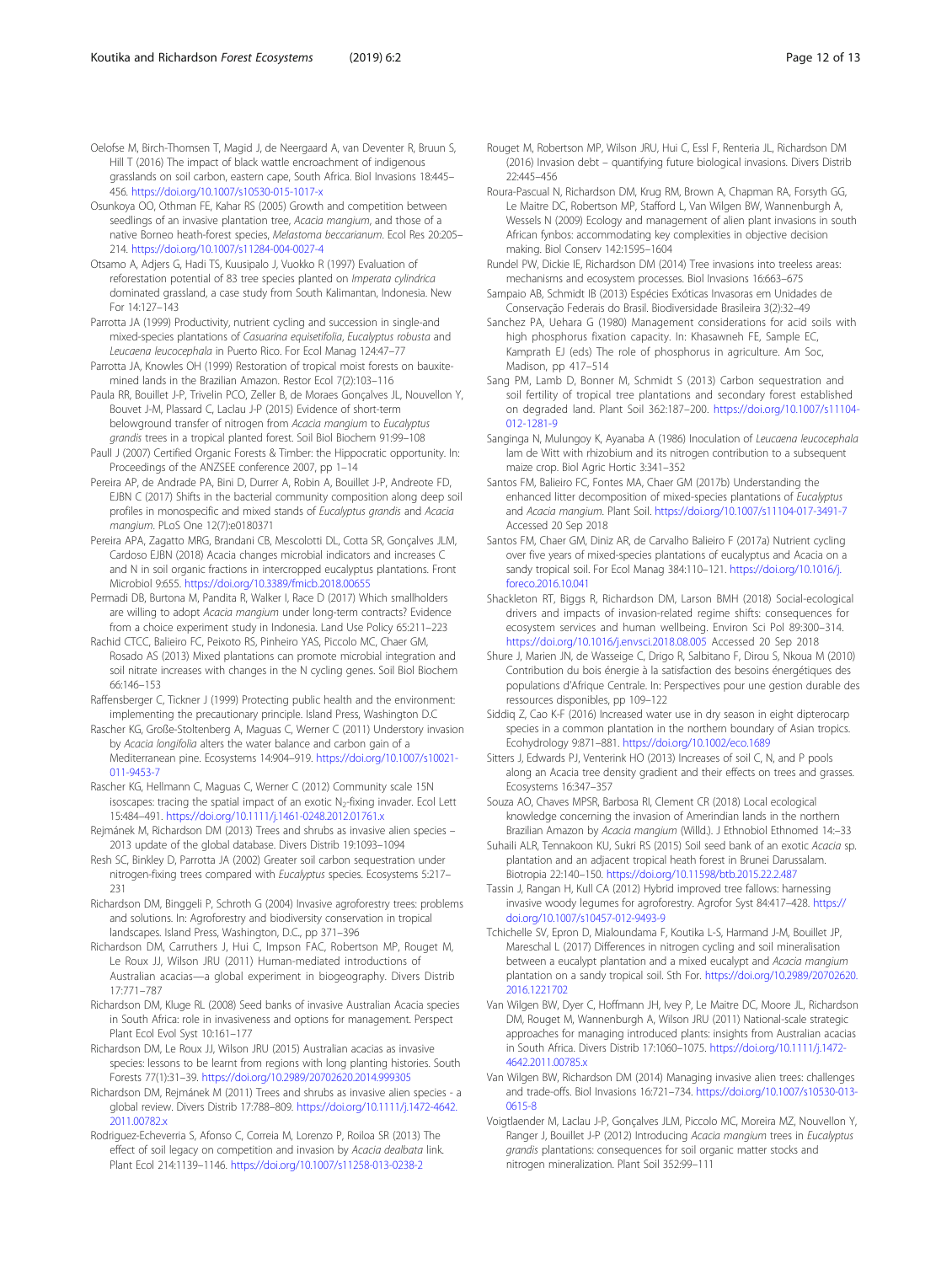Oelofse M, Birch-Thomsen T, Magid J, de Neergaard A, van Deventer R, Bruun S, Hill T (2016) The impact of black wattle encroachment of indigenous grasslands on soil carbon, eastern cape, South Africa. Biol Invasions 18:445–456. https://doi.org/10.1007/s10530-015-1017-x

Osunkoya OO, Othman FE, Kahar RS (2005) Growth and competition between seedlings of an invasive plantation tree, *Acacia mangium*, and those of a native Borneo heath-forest species, *Melastoma beccarianum*. Ecol Res 20:205–214. https://doi.org/10.1007/s11284-004-0027-4

Otsamo A, Adjers G, Hadi TS, Kuusipalo J, Vuokko R (1997) Evaluation of reforestation potential of 83 tree species planted on *Imperata cylindrica* dominated grassland, a case study from South Kalimantan, Indonesia. New For 14:127–143

Parrotta JA (1999) Productivity, nutrient cycling and succession in single-and mixed-species plantations of *Casuarina equisetifolia*, *Eucalyptus robusta* and *Leucaena leucocephala* in Puerto Rico. For Ecol Manag 124:47–77

Parrotta JA, Knowles OH (1999) Restoration of tropical moist forests on bauxite-mined lands in the Brazilian Amazon. Restor Ecol 7(2):103–116

Paula RR, Bouillet J-P, Trivelin PCO, Zeller B, de Moraes Gonçalves JL, Nouvellon Y, Bouvet J-M, Plassard C, Laclau J-P (2015) Evidence of short-term belowground transfer of nitrogen from *Acacia mangium* to *Eucalyptus grandis* trees in a tropical planted forest. Soil Biol Biochem 91:99–108

Paull J (2007) Certified Organic Forests & Timber: the Hippocratic opportunity. In: Proceedings of the ANZSEE conference 2007, pp 1–14

Pereira AP, de Andrade PA, Bini D, Durrer A, Robin A, Bouillet J-P, Andreote FD, EJBN C (2017) Shifts in the bacterial community composition along deep soil profiles in monospecific and mixed stands of *Eucalyptus grandis* and *Acacia mangium*. PLoS One 12(7):e0180371

Pereira APA, Zagatto MRG, Brandani CB, Mescolotti DL, Cotta SR, Gonçalves JLM, Cardoso EJBN (2018) Acacia changes microbial indicators and increases C and N in soil organic fractions in intercropped eucalyptus plantations. Front Microbiol 9:655. https://doi.org/10.3389/fmicb.2018.00655

Permadi DB, Burtona M, Pandita R, Walker I, Race D (2017) Which smallholders are willing to adopt *Acacia mangium* under long-term contracts? Evidence from a choice experiment study in Indonesia. Land Use Policy 65:211–223

Rachid CTCC, Balieiro FC, Peixoto RS, Pinheiro YAS, Piccolo MC, Chaer GM, Rosado AS (2013) Mixed plantations can promote microbial integration and soil nitrate increases with changes in the N cycling genes. Soil Biol Biochem 66:146–153

Raffensberger C, Tickner J (1999) Protecting public health and the environment: implementing the precautionary principle. Island Press, Washington D.C

Rascher KG, Große-Stoltenberg A, Maguas C, Werner C (2011) Understory invasion by *Acacia longifolia* alters the water balance and carbon gain of a Mediterranean pine. Ecosystems 14:904–919. https://doi.org/10.1007/s10021-011-9453-7

Rascher KG, Hellmann C, Maguas C, Werner C (2012) Community scale 15N isoscapes: tracing the spatial impact of an exotic $N_2$-fixing invader. Ecol Lett 15:484–491. https://doi.org/10.1111/j.1461-0248.2012.01761.x

Rejmánek M, Richardson DM (2013) Trees and shrubs as invasive alien species – 2013 update of the global database. Divers Distrib 19:1093–1094

Resh SC, Binkley D, Parrotta JA (2002) Greater soil carbon sequestration under nitrogen-fixing trees compared with *Eucalyptus* species. Ecosystems 5:217–231

Richardson DM, Binggeli P, Schroth G (2004) Invasive agroforestry trees: problems and solutions. In: Agroforestry and biodiversity conservation in tropical landscapes. Island Press, Washington, D.C., pp 371–396

Richardson DM, Carruthers J, Hui C, Impson FAC, Robertson MP, Rouget M, Le Roux JJ, Wilson JRU (2011) Human-mediated introductions of Australian acacias—a global experiment in biogeography. Divers Distrib 17:771–787

Richardson DM, Kluge RL (2008) Seed banks of invasive Australian Acacia species in South Africa: role in invasiveness and options for management. Perspect Plant Ecol Evol Syst 10:161–177

Richardson DM, Le Roux JJ, Wilson JRU (2015) Australian acacias as invasive species: lessons to be learnt from regions with long planting histories. South Forests 77(1):31–39. https://doi.org/10.2989/20702620.2014.999305

Richardson DM, Rejmánek M (2011) Trees and shrubs as invasive alien species - a global review. Divers Distrib 17:788–809. https://doi.org/10.1111/j.1472-4642.2011.00782.x

Rodriguez-Echeverria S, Afonso C, Correia M, Lorenzo P, Roiloa SR (2013) The effect of soil legacy on competition and invasion by *Acacia dealbata* link. Plant Ecol 214:1139–1146. https://doi.org/10.1007/s11258-013-0238-2

Rouget M, Robertson MP, Wilson JRU, Hui C, Essl F, Renteria JL, Richardson DM (2016) Invasion debt – quantifying future biological invasions. Divers Distrib 22:445–456

Roura-Pascual N, Richardson DM, Krug RM, Brown A, Chapman RA, Forsyth GG, Le Maitre DC, Robertson MP, Stafford L, Van Wilgen BW, Wannenburgh A, Wessels N (2009) Ecology and management of alien plant invasions in south African fynbos: accommodating key complexities in objective decision making. Biol Conserv 142:1595–1604

Rundel PW, Dickie IE, Richardson DM (2014) Tree invasions into treeless areas: mechanisms and ecosystem processes. Biol Invasions 16:663–675

Sampaio AB, Schmidt IB (2013) Espécies Exóticas Invasoras em Unidades de Conservação Federais do Brasil. Biodiversidade Brasileira 3(2):32–49

Sanchez PA, Uehara G (1980) Management considerations for acid soils with high phosphorus fixation capacity. In: Khasawneh FE, Sample EC, Kamprath EJ (eds) The role of phosphorus in agriculture. Am Soc, Madison, pp 417–514

Sang PM, Lamb D, Bonner M, Schmidt S (2013) Carbon sequestration and soil fertility of tropical tree plantations and secondary forest established on degraded land. Plant Soil 362:187–200. https://doi.org/10.1007/s11104-012-1281-9

Sanginga N, Mulungoy K, Ayanaba A (1986) Inoculation of *Leucaena leucocephala* lam de Witt with rhizobium and its nitrogen contribution to a subsequent maize crop. Biol Agric Hortic 3:341–352

Santos FM, Balieiro FC, Fontes MA, Chaer GM (2017b) Understanding the enhanced litter decomposition of mixed-species plantations of *Eucalyptus* and *Acacia mangium*. Plant Soil. https://doi.org/10.1007/s11104-017-3491-7 Accessed 20 Sep 2018

Santos FM, Chaer GM, Diniz AR, de Carvalho Balieiro F (2017a) Nutrient cycling over five years of mixed-species plantations of eucalyptus and Acacia on a sandy tropical soil. For Ecol Manag 384:110–121. https://doi.org/10.1016/j.foreco.2016.10.041

Shackleton RT, Biggs R, Richardson DM, Larson BMH (2018) Social-ecological drivers and impacts of invasion-related regime shifts: consequences for ecosystem services and human wellbeing. Environ Sci Pol 89:300–314. https://doi.org/10.1016/j.envsci.2018.08.005 Accessed 20 Sep 2018

Shure J, Marien JN, de Wasseige C, Drigo R, Salbitano F, Dirou S, Nkoua M (2010) Contribution du bois énergie à la satisfaction des besoins énergétiques des populations d'Afrique Centrale. In: Perspectives pour une gestion durable des ressources disponibles, pp 109–122

Siddiq Z, Cao K-F (2016) Increased water use in dry season in eight dipterocarp species in a common plantation in the northern boundary of Asian tropics. Ecohydrology 9:871–881. https://doi.org/10.1002/eco.1689

Sitters J, Edwards PJ, Venterink HO (2013) Increases of soil C, N, and P pools along an Acacia tree density gradient and their effects on trees and grasses. Ecosystems 16:347–357

Souza AO, Chaves MPSR, Barbosa RI, Clement CR (2018) Local ecological knowledge concerning the invasion of Amerindian lands in the northern Brazilian Amazon by *Acacia mangium* (Willd.). J Ethnobiol Ethnomed 14:–33

Suhaili ALR, Tennakoon KU, Sukri RS (2015) Soil seed bank of an exotic *Acacia* sp. plantation and an adjacent tropical heath forest in Brunei Darussalam. Biotropia 22:140–150. https://doi.org/10.11598/btb.2015.22.2.487

Tassin J, Rangan H, Kull CA (2012) Hybrid improved tree fallows: harnessing invasive woody legumes for agroforestry. Agrofor Syst 84:417–428. https://doi.org/10.1007/s10457-012-9493-9

Tchichelle SV, Epron D, Mialoundama F, Koutika L-S, Harmand J-M, Bouillet JP, Mareschal L (2017) Differences in nitrogen cycling and soil mineralisation between a eucalypt plantation and a mixed eucalypt and *Acacia mangium* plantation on a sandy tropical soil. Sth For. https://doi.org/10.2989/20702620.2016.1221702

Van Wilgen BW, Dyer C, Hoffmann JH, Ivey P, Le Maitre DC, Moore JL, Richardson DM, Rouget M, Wannenburgh A, Wilson JRU (2011) National-scale strategic approaches for managing introduced plants: insights from Australian acacias in South Africa. Divers Distrib 17:1060–1075. https://doi.org/10.1111/j.1472-4642.2011.00785.x

Van Wilgen BW, Richardson DM (2014) Managing invasive alien trees: challenges and trade-offs. Biol Invasions 16:721–734. https://doi.org/10.1007/s10530-013-0615-8

Voigtlaender M, Laclau J-P, Gonçalves JLM, Piccolo MC, Moreira MZ, Nouvellon Y, Ranger J, Bouillet J-P (2012) Introducing *Acacia mangium* trees in *Eucalyptus grandis* plantations: consequences for soil organic matter stocks and nitrogen mineralization. Plant Soil 352:99–111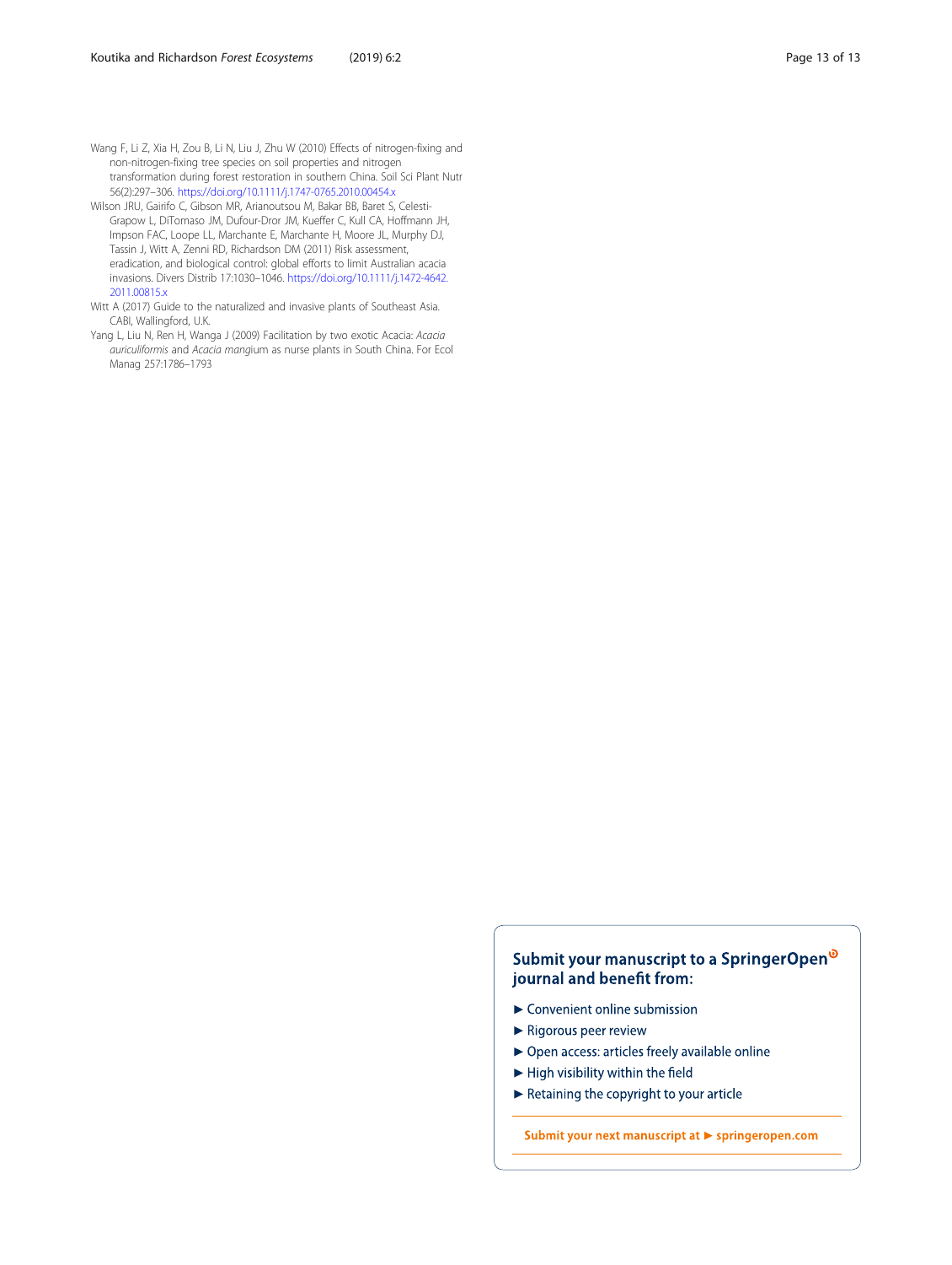Wang F, Li Z, Xia H, Zou B, Li N, Liu J, Zhu W (2010) Effects of nitrogen-fixing and non-nitrogen-fixing tree species on soil properties and nitrogen transformation during forest restoration in southern China. Soil Sci Plant Nutr 56(2):297–306. https://doi.org/10.1111/j.1747-0765.2010.00454.x

Wilson JRU, Gairifo C, Gibson MR, Arianoutsou M, Bakar BB, Baret S, Celesti-Grapow L, DiTomaso JM, Dufour-Dror JM, Kueffer C, Kull CA, Hoffmann JH, Impson FAC, Loope LL, Marchante E, Marchante H, Moore JL, Murphy DJ, Tassin J, Witt A, Zenni RD, Richardson DM (2011) Risk assessment, eradication, and biological control: global efforts to limit Australian acacia invasions. Divers Distrib 17:1030–1046. https://doi.org/10.1111/j.1472-4642.2011.00815.x

Witt A (2017) Guide to the naturalized and invasive plants of Southeast Asia. CABI, Wallingford, U.K.

Yang L, Liu N, Ren H, Wanga J (2009) Facilitation by two exotic Acacia: *Acacia auriculiformis* and *Acacia mangi*um as nurse plants in South China. For Ecol Manag 257:1786–1793

**Submit your manuscript to a SpringerOpen journal and benefit from:**

- ► Convenient online submission
- ► Rigorous peer review
- ► Open access: articles freely available online
- ► High visibility within the field
- ► Retaining the copyright to your article

**Submit your next manuscript at ► springeropen.com**